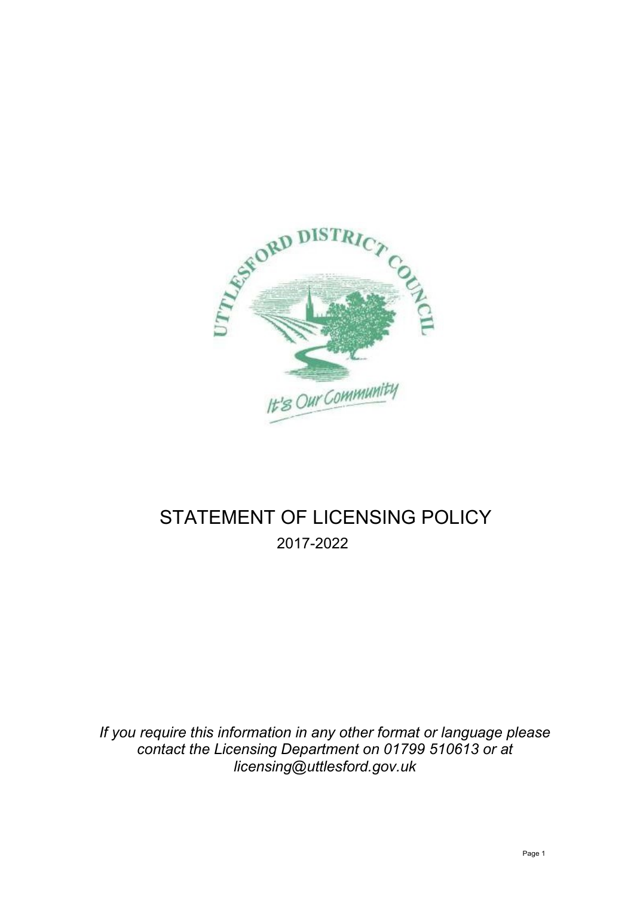# STATEMENT OF LICENSING POLICY

2017-2022

*If you require this information in any other format or language please contact the Licensing Department on 01799 510613 or at licensing@uttlesford.gov.uk*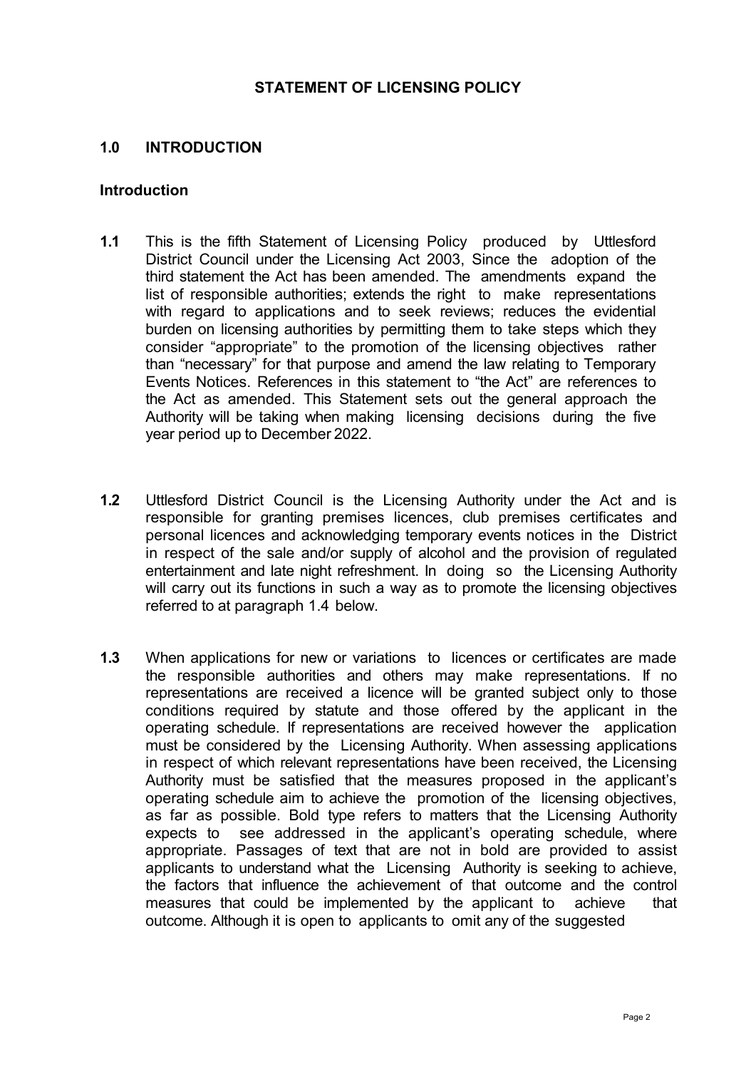## STATEMENT OF LICENSING POLICY

## 1.0 INTRODUCTION

### Introduction

**1.1** This is the fifth Statement of Licensing Policy produced by Uttlesford District Council under the Licensing Act 2003, Since the adoption of the third statement the Act has been amended. The amendments expand the list of responsible authorities; extends the right to make representations with regard to applications and to seek reviews; reduces the evidential burden on licensing authorities by permitting them to take steps which they consider "appropriate" to the promotion of the licensing objectives rather than "necessary" for that purpose and amend the law relating to Temporary Events Notices. References in this statement to "the Act" are references to the Act as amended. This Statement sets out the general approach the Authority will be taking when making licensing decisions during the five year period up to December 2022.

**1.2** Uttlesford District Council is the Licensing Authority under the Act and is responsible for granting premises licences, club premises certificates and personal licences and acknowledging temporary events notices in the District in respect of the sale and/or supply of alcohol and the provision of regulated entertainment and late night refreshment. In doing so the Licensing Authority will carry out its functions in such a way as to promote the licensing objectives referred to at paragraph 1.4 below.

**1.3** When applications for new or variations to licences or certificates are made the responsible authorities and others may make representations. If no representations are received a licence will be granted subject only to those conditions required by statute and those offered by the applicant in the operating schedule. If representations are received however the application must be considered by the Licensing Authority. When assessing applications in respect of which relevant representations have been received, the Licensing Authority must be satisfied that the measures proposed in the applicant's operating schedule aim to achieve the promotion of the licensing objectives, as far as possible. Bold type refers to matters that the Licensing Authority expects to see addressed in the applicant's operating schedule, where appropriate. Passages of text that are not in bold are provided to assist applicants to understand what the Licensing Authority is seeking to achieve, the factors that influence the achievement of that outcome and the control measures that could be implemented by the applicant to achieve that outcome. Although it is open to applicants to omit any of the suggested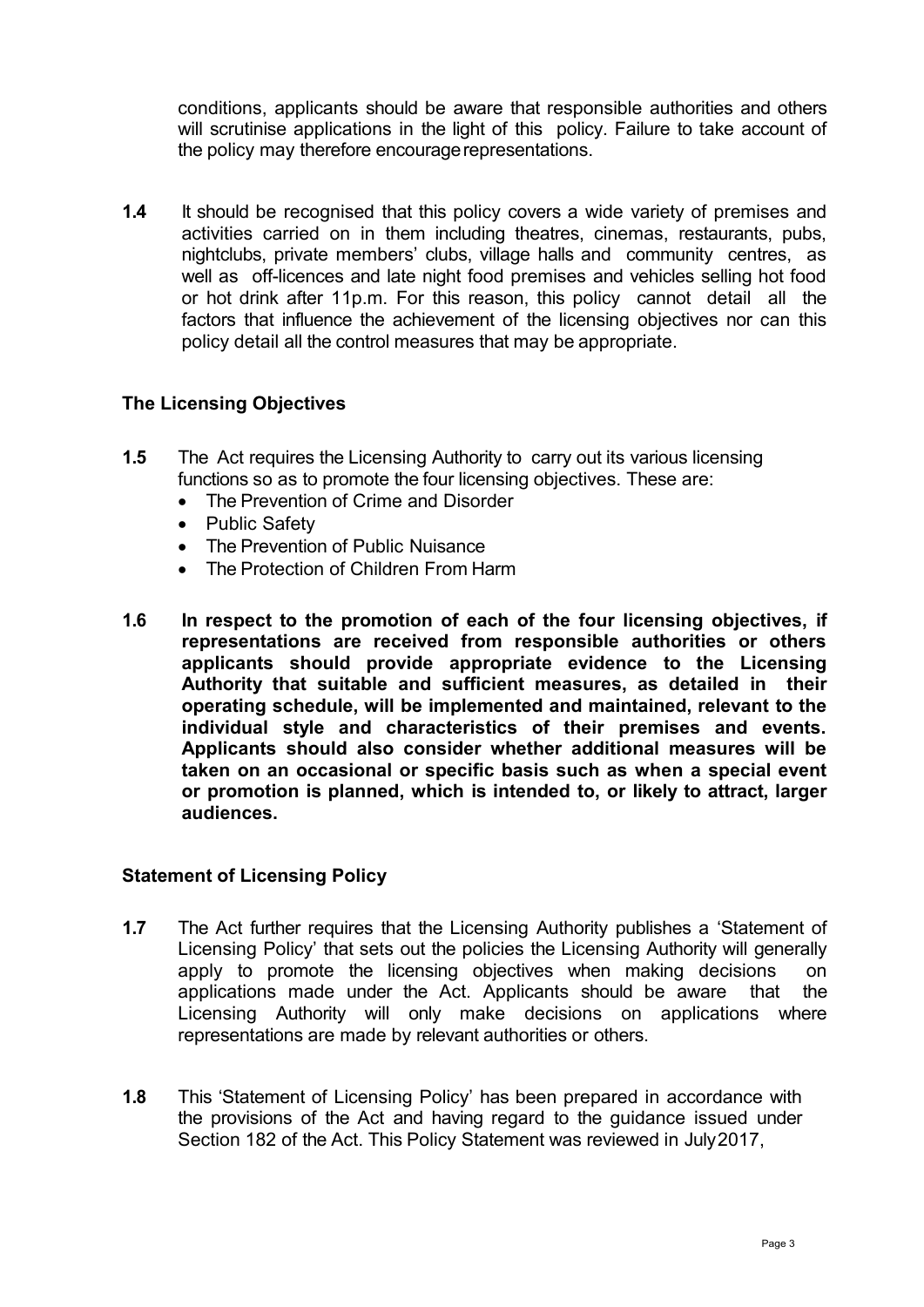conditions, applicants should be aware that responsible authorities and others will scrutinise applications in the light of this policy. Failure to take account of the policy may therefore encourage representations.

**1.4** It should be recognised that this policy covers a wide variety of premises and activities carried on in them including theatres, cinemas, restaurants, pubs, nightclubs, private members' clubs, village halls and community centres, as well as off-licences and late night food premises and vehicles selling hot food or hot drink after 11p.m. For this reason, this policy cannot detail all the factors that influence the achievement of the licensing objectives nor can this policy detail all the control measures that may be appropriate.

### The Licensing Objectives

**1.5** The Act requires the Licensing Authority to carry out its various licensing functions so as to promote the four licensing objectives. These are:

- The Prevention of Crime and Disorder
- Public Safety
- The Prevention of Public Nuisance
- The Protection of Children From Harm

**1.6 In respect to the promotion of each of the four licensing objectives, if representations are received from responsible authorities or others applicants should provide appropriate evidence to the Licensing Authority that suitable and sufficient measures, as detailed in their operating schedule, will be implemented and maintained, relevant to the individual style and characteristics of their premises and events. Applicants should also consider whether additional measures will be taken on an occasional or specific basis such as when a special event or promotion is planned, which is intended to, or likely to attract, larger audiences.**

### Statement of Licensing Policy

**1.7** The Act further requires that the Licensing Authority publishes a 'Statement of Licensing Policy' that sets out the policies the Licensing Authority will generally apply to promote the licensing objectives when making decisions on applications made under the Act. Applicants should be aware that the Licensing Authority will only make decisions on applications where representations are made by relevant authorities or others.

**1.8** This 'Statement of Licensing Policy' has been prepared in accordance with the provisions of the Act and having regard to the guidance issued under Section 182 of the Act. This Policy Statement was reviewed in July 2017,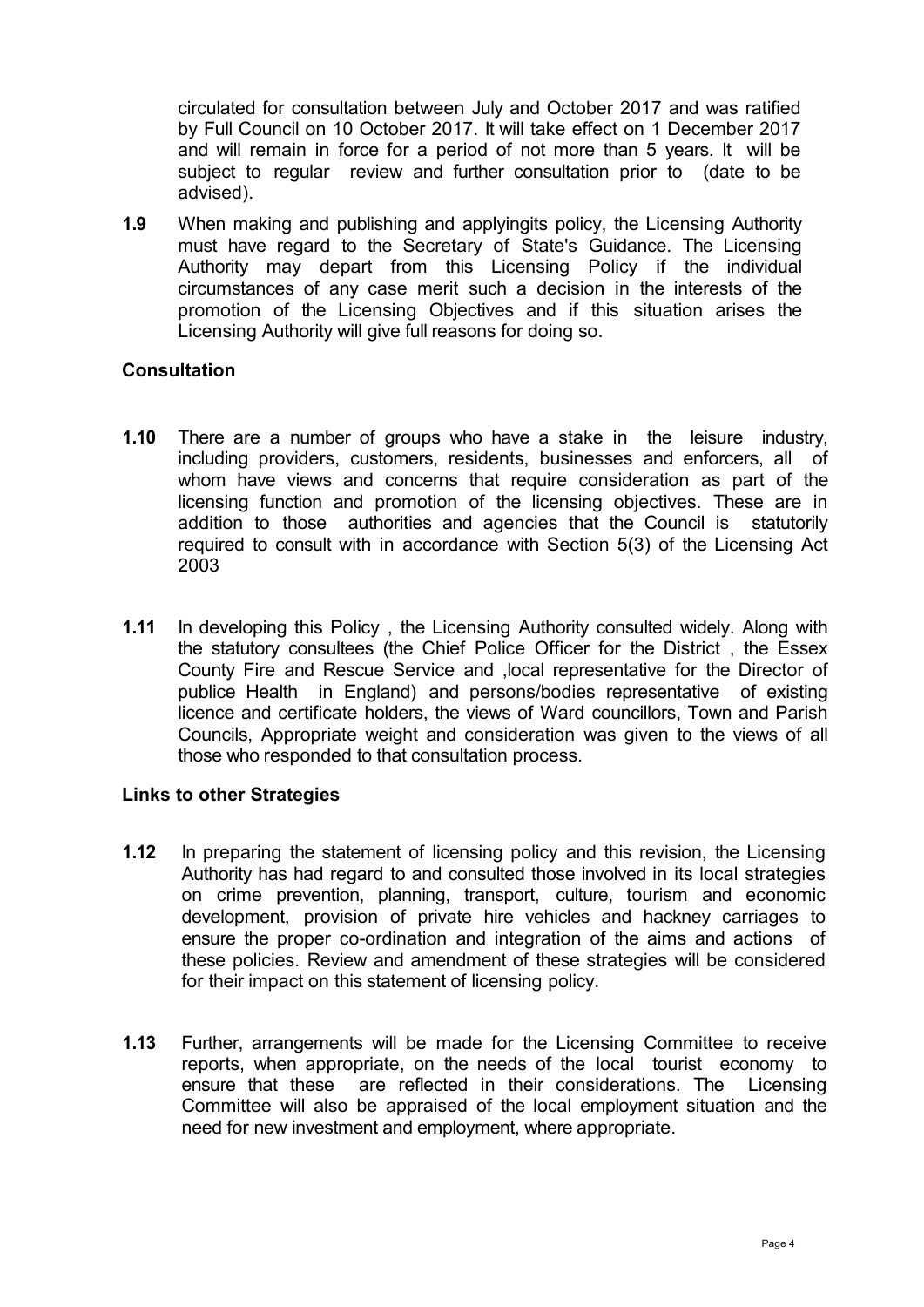circulated for consultation between July and October 2017 and was ratified by Full Council on 10 October 2017. It will take effect on 1 December 2017 and will remain in force for a period of not more than 5 years. It will be subject to regular review and further consultation prior to (date to be advised).

**1.9** When making and publishing and applyingits policy, the Licensing Authority must have regard to the Secretary of State's Guidance. The Licensing Authority may depart from this Licensing Policy if the individual circumstances of any case merit such a decision in the interests of the promotion of the Licensing Objectives and if this situation arises the Licensing Authority will give full reasons for doing so.

### Consultation

**1.10** There are a number of groups who have a stake in the leisure industry, including providers, customers, residents, businesses and enforcers, all of whom have views and concerns that require consideration as part of the licensing function and promotion of the licensing objectives. These are in addition to those authorities and agencies that the Council is statutorily required to consult with in accordance with Section 5(3) of the Licensing Act 2003

**1.11** In developing this Policy , the Licensing Authority consulted widely. Along with the statutory consultees (the Chief Police Officer for the District , the Essex County Fire and Rescue Service and ,local representative for the Director of publice Health in England) and persons/bodies representative of existing licence and certificate holders, the views of Ward councillors, Town and Parish Councils, Appropriate weight and consideration was given to the views of all those who responded to that consultation process.

### Links to other Strategies

**1.12** In preparing the statement of licensing policy and this revision, the Licensing Authority has had regard to and consulted those involved in its local strategies on crime prevention, planning, transport, culture, tourism and economic development, provision of private hire vehicles and hackney carriages to ensure the proper co-ordination and integration of the aims and actions of these policies. Review and amendment of these strategies will be considered for their impact on this statement of licensing policy.

**1.13** Further, arrangements will be made for the Licensing Committee to receive reports, when appropriate, on the needs of the local tourist economy to ensure that these are reflected in their considerations. The Licensing Committee will also be appraised of the local employment situation and the need for new investment and employment, where appropriate.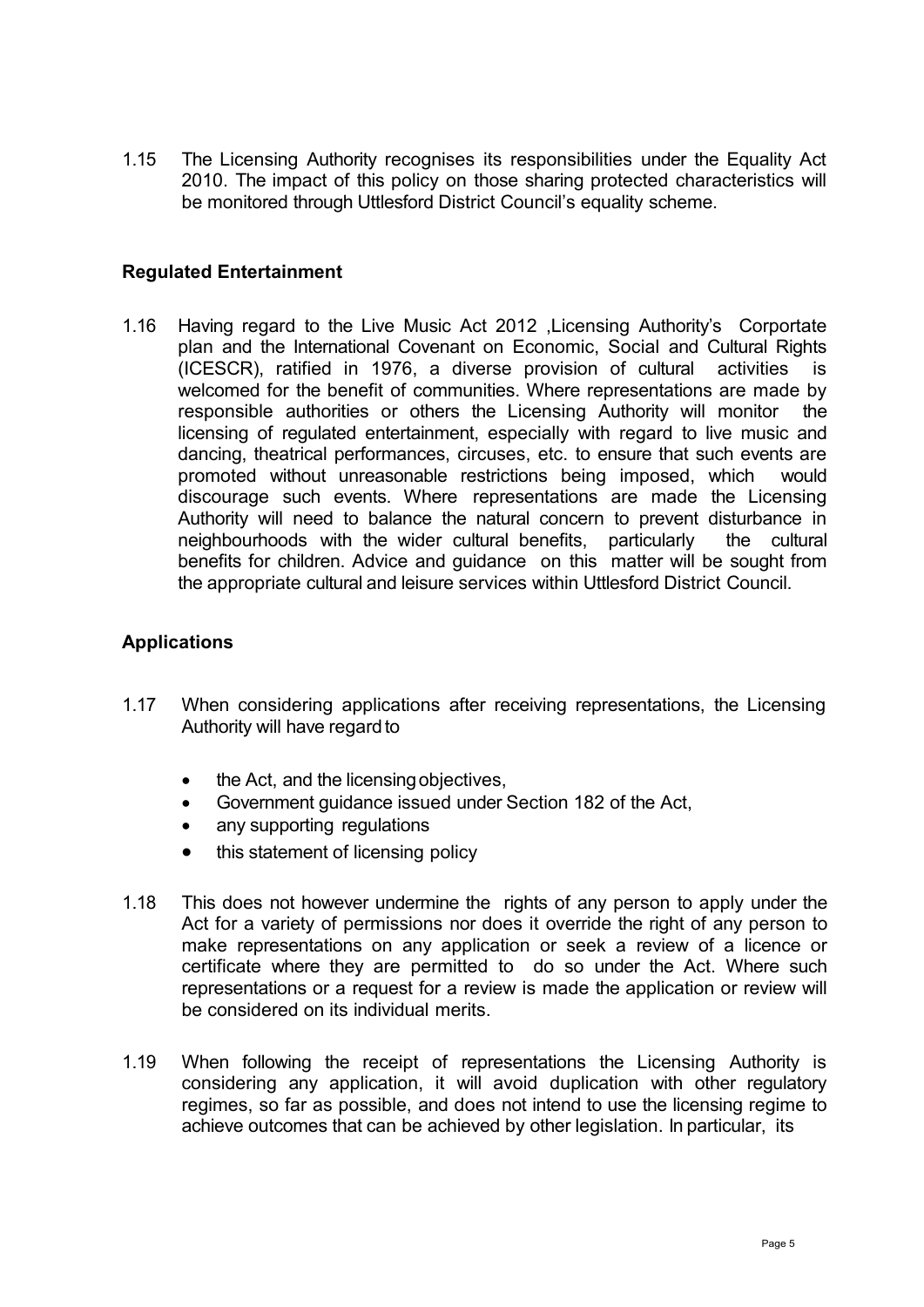1.15 The Licensing Authority recognises its responsibilities under the Equality Act 2010. The impact of this policy on those sharing protected characteristics will be monitored through Uttlesford District Council's equality scheme.

## Regulated Entertainment

1.16 Having regard to the Live Music Act 2012 ,Licensing Authority's Corportate plan and the International Covenant on Economic, Social and Cultural Rights (ICESCR), ratified in 1976, a diverse provision of cultural activities is welcomed for the benefit of communities. Where representations are made by responsible authorities or others the Licensing Authority will monitor the licensing of regulated entertainment, especially with regard to live music and dancing, theatrical performances, circuses, etc. to ensure that such events are promoted without unreasonable restrictions being imposed, which would discourage such events. Where representations are made the Licensing Authority will need to balance the natural concern to prevent disturbance in neighbourhoods with the wider cultural benefits, particularly the cultural benefits for children. Advice and guidance on this matter will be sought from the appropriate cultural and leisure services within Uttlesford District Council.

## Applications

1.17 When considering applications after receiving representations, the Licensing Authority will have regard to

- the Act, and the licensing objectives,
- Government guidance issued under Section 182 of the Act,
- any supporting regulations
- this statement of licensing policy

1.18 This does not however undermine the rights of any person to apply under the Act for a variety of permissions nor does it override the right of any person to make representations on any application or seek a review of a licence or certificate where they are permitted to do so under the Act. Where such representations or a request for a review is made the application or review will be considered on its individual merits.

1.19 When following the receipt of representations the Licensing Authority is considering any application, it will avoid duplication with other regulatory regimes, so far as possible, and does not intend to use the licensing regime to achieve outcomes that can be achieved by other legislation. In particular, its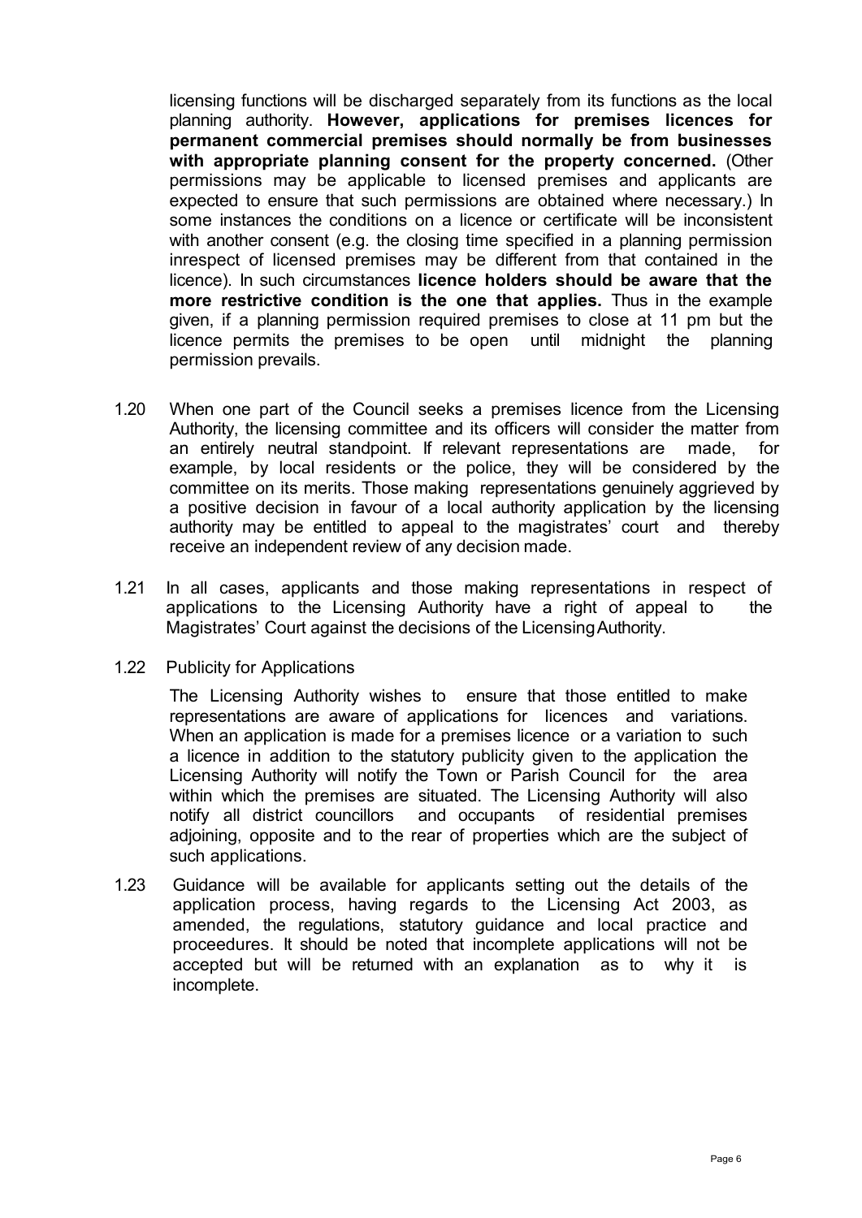licensing functions will be discharged separately from its functions as the local planning authority. **However, applications for premises licences for permanent commercial premises should normally be from businesses with appropriate planning consent for the property concerned.** (Other permissions may be applicable to licensed premises and applicants are expected to ensure that such permissions are obtained where necessary.) In some instances the conditions on a licence or certificate will be inconsistent with another consent (e.g. the closing time specified in a planning permission inrespect of licensed premises may be different from that contained in the licence). In such circumstances **licence holders should be aware that the more restrictive condition is the one that applies.** Thus in the example given, if a planning permission required premises to close at 11 pm but the licence permits the premises to be open until midnight the planning permission prevails.

1.20 When one part of the Council seeks a premises licence from the Licensing Authority, the licensing committee and its officers will consider the matter from an entirely neutral standpoint. If relevant representations are made, for example, by local residents or the police, they will be considered by the committee on its merits. Those making representations genuinely aggrieved by a positive decision in favour of a local authority application by the licensing authority may be entitled to appeal to the magistrates' court and thereby receive an independent review of any decision made.

1.21 In all cases, applicants and those making representations in respect of applications to the Licensing Authority have a right of appeal to the Magistrates' Court against the decisions of the Licensing Authority.

1.22 Publicity for Applications

The Licensing Authority wishes to ensure that those entitled to make representations are aware of applications for licences and variations. When an application is made for a premises licence or a variation to such a licence in addition to the statutory publicity given to the application the Licensing Authority will notify the Town or Parish Council for the area within which the premises are situated. The Licensing Authority will also notify all district councillors and occupants of residential premises adjoining, opposite and to the rear of properties which are the subject of such applications.

1.23 Guidance will be available for applicants setting out the details of the application process, having regards to the Licensing Act 2003, as amended, the regulations, statutory guidance and local practice and proceedures. It should be noted that incomplete applications will not be accepted but will be returned with an explanation as to why it is incomplete.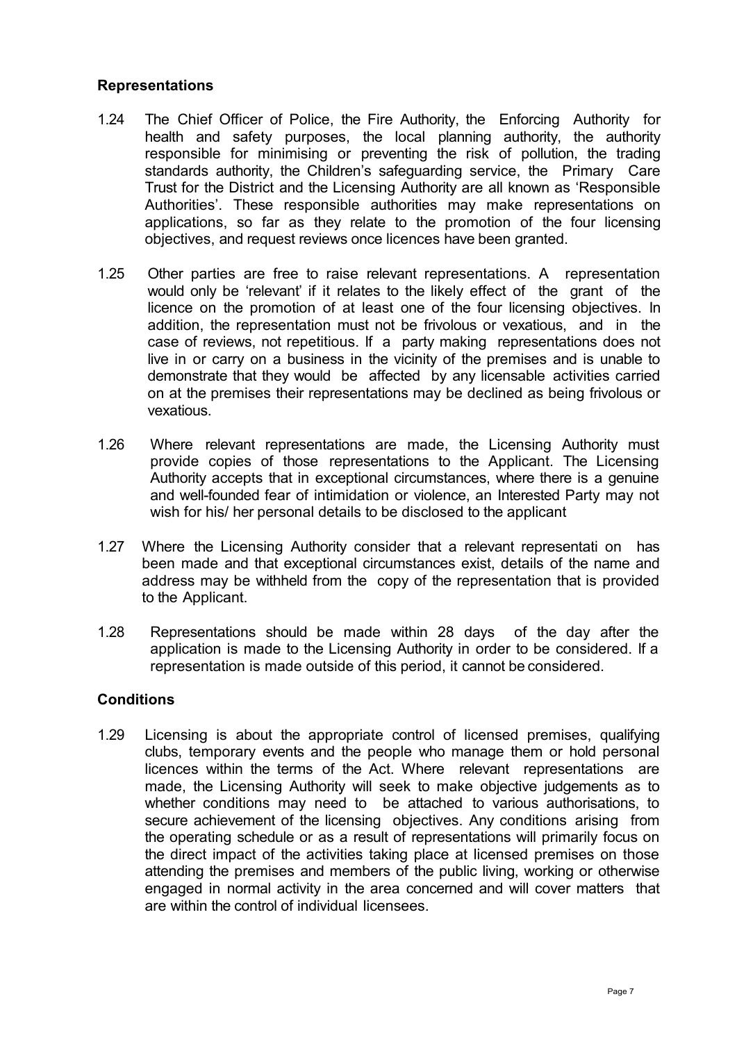## Representations

1.24 The Chief Officer of Police, the Fire Authority, the Enforcing Authority for health and safety purposes, the local planning authority, the authority responsible for minimising or preventing the risk of pollution, the trading standards authority, the Children's safeguarding service, the Primary Care Trust for the District and the Licensing Authority are all known as 'Responsible Authorities'. These responsible authorities may make representations on applications, so far as they relate to the promotion of the four licensing objectives, and request reviews once licences have been granted.

1.25 Other parties are free to raise relevant representations. A representation would only be 'relevant' if it relates to the likely effect of the grant of the licence on the promotion of at least one of the four licensing objectives. In addition, the representation must not be frivolous or vexatious, and in the case of reviews, not repetitious. If a party making representations does not live in or carry on a business in the vicinity of the premises and is unable to demonstrate that they would be affected by any licensable activities carried on at the premises their representations may be declined as being frivolous or vexatious.

1.26 Where relevant representations are made, the Licensing Authority must provide copies of those representations to the Applicant. The Licensing Authority accepts that in exceptional circumstances, where there is a genuine and well-founded fear of intimidation or violence, an Interested Party may not wish for his/ her personal details to be disclosed to the applicant

1.27 Where the Licensing Authority consider that a relevant representati on has been made and that exceptional circumstances exist, details of the name and address may be withheld from the copy of the representation that is provided to the Applicant.

1.28 Representations should be made within 28 days of the day after the application is made to the Licensing Authority in order to be considered. If a representation is made outside of this period, it cannot be considered.

## Conditions

1.29 Licensing is about the appropriate control of licensed premises, qualifying clubs, temporary events and the people who manage them or hold personal licences within the terms of the Act. Where relevant representations are made, the Licensing Authority will seek to make objective judgements as to whether conditions may need to be attached to various authorisations, to secure achievement of the licensing objectives. Any conditions arising from the operating schedule or as a result of representations will primarily focus on the direct impact of the activities taking place at licensed premises on those attending the premises and members of the public living, working or otherwise engaged in normal activity in the area concerned and will cover matters that are within the control of individual licensees.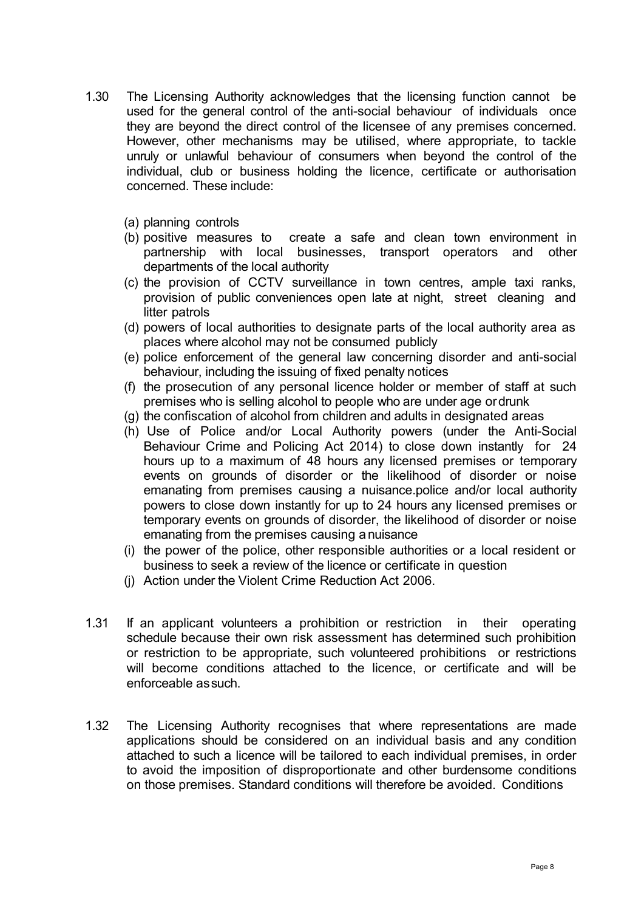1.30 The Licensing Authority acknowledges that the licensing function cannot be used for the general control of the anti-social behaviour of individuals once they are beyond the direct control of the licensee of any premises concerned. However, other mechanisms may be utilised, where appropriate, to tackle unruly or unlawful behaviour of consumers when beyond the control of the individual, club or business holding the licence, certificate or authorisation concerned. These include:

(a) planning controls
(b) positive measures to create a safe and clean town environment in partnership with local businesses, transport operators and other departments of the local authority
(c) the provision of CCTV surveillance in town centres, ample taxi ranks, provision of public conveniences open late at night, street cleaning and litter patrols
(d) powers of local authorities to designate parts of the local authority area as places where alcohol may not be consumed publicly
(e) police enforcement of the general law concerning disorder and anti-social behaviour, including the issuing of fixed penalty notices
(f) the prosecution of any personal licence holder or member of staff at such premises who is selling alcohol to people who are under age or drunk
(g) the confiscation of alcohol from children and adults in designated areas
(h) Use of Police and/or Local Authority powers (under the Anti-Social Behaviour Crime and Policing Act 2014) to close down instantly for 24 hours up to a maximum of 48 hours any licensed premises or temporary events on grounds of disorder or the likelihood of disorder or noise emanating from premises causing a nuisance.police and/or local authority powers to close down instantly for up to 24 hours any licensed premises or temporary events on grounds of disorder, the likelihood of disorder or noise emanating from the premises causing a nuisance
(i) the power of the police, other responsible authorities or a local resident or business to seek a review of the licence or certificate in question
(j) Action under the Violent Crime Reduction Act 2006.

1.31 If an applicant volunteers a prohibition or restriction in their operating schedule because their own risk assessment has determined such prohibition or restriction to be appropriate, such volunteered prohibitions or restrictions will become conditions attached to the licence, or certificate and will be enforceable as such.

1.32 The Licensing Authority recognises that where representations are made applications should be considered on an individual basis and any condition attached to such a licence will be tailored to each individual premises, in order to avoid the imposition of disproportionate and other burdensome conditions on those premises. Standard conditions will therefore be avoided. Conditions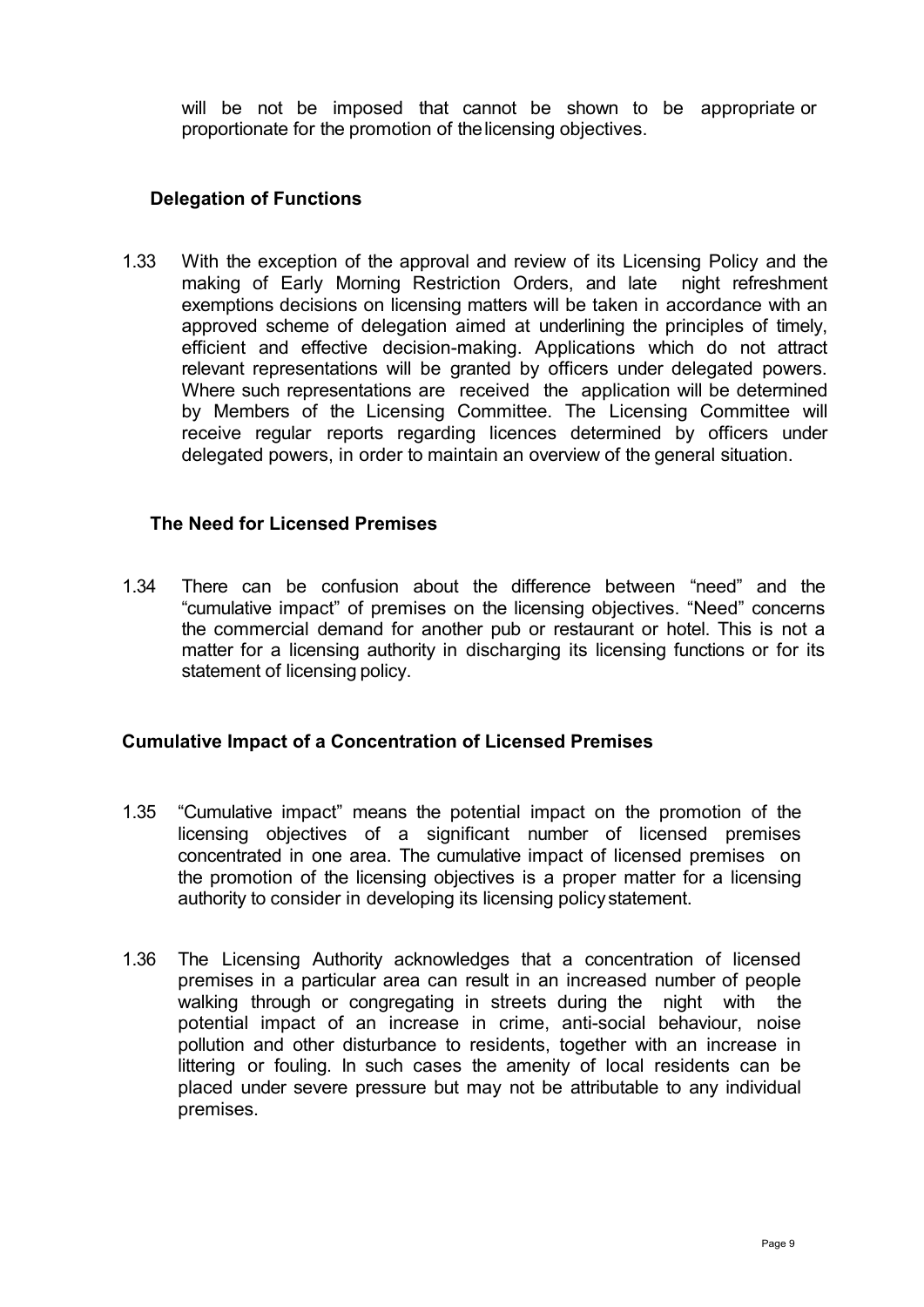will be not be imposed that cannot be shown to be appropriate or proportionate for the promotion of the licensing objectives.

### Delegation of Functions

1.33 With the exception of the approval and review of its Licensing Policy and the making of Early Morning Restriction Orders, and late night refreshment exemptions decisions on licensing matters will be taken in accordance with an approved scheme of delegation aimed at underlining the principles of timely, efficient and effective decision-making. Applications which do not attract relevant representations will be granted by officers under delegated powers. Where such representations are received the application will be determined by Members of the Licensing Committee. The Licensing Committee will receive regular reports regarding licences determined by officers under delegated powers, in order to maintain an overview of the general situation.

### The Need for Licensed Premises

1.34 There can be confusion about the difference between "need" and the "cumulative impact" of premises on the licensing objectives. "Need" concerns the commercial demand for another pub or restaurant or hotel. This is not a matter for a licensing authority in discharging its licensing functions or for its statement of licensing policy.

### Cumulative Impact of a Concentration of Licensed Premises

1.35 "Cumulative impact" means the potential impact on the promotion of the licensing objectives of a significant number of licensed premises concentrated in one area. The cumulative impact of licensed premises on the promotion of the licensing objectives is a proper matter for a licensing authority to consider in developing its licensing policy statement.

1.36 The Licensing Authority acknowledges that a concentration of licensed premises in a particular area can result in an increased number of people walking through or congregating in streets during the night with the potential impact of an increase in crime, anti-social behaviour, noise pollution and other disturbance to residents, together with an increase in littering or fouling. In such cases the amenity of local residents can be placed under severe pressure but may not be attributable to any individual premises.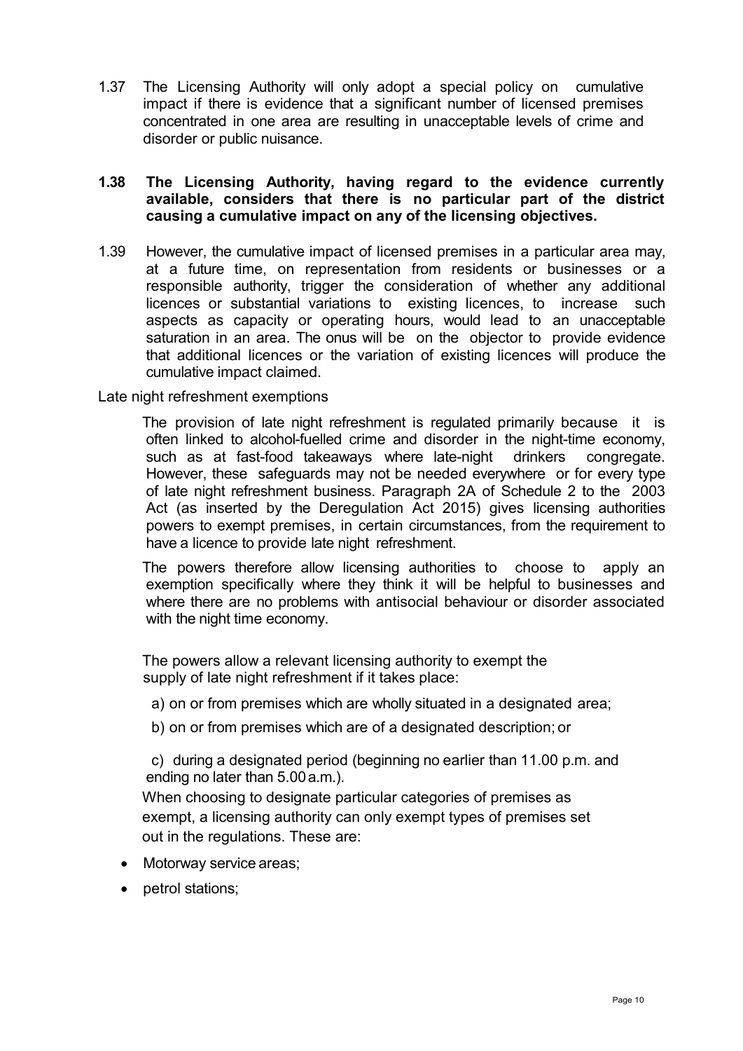1.37 The Licensing Authority will only adopt a special policy on cumulative impact if there is evidence that a significant number of licensed premises concentrated in one area are resulting in unacceptable levels of crime and disorder or public nuisance.

**1.38 The Licensing Authority, having regard to the evidence currently available, considers that there is no particular part of the district causing a cumulative impact on any of the licensing objectives.**

1.39 However, the cumulative impact of licensed premises in a particular area may, at a future time, on representation from residents or businesses or a responsible authority, trigger the consideration of whether any additional licences or substantial variations to existing licences, to increase such aspects as capacity or operating hours, would lead to an unacceptable saturation in an area. The onus will be on the objector to provide evidence that additional licences or the variation of existing licences will produce the cumulative impact claimed.

Late night refreshment exemptions

The provision of late night refreshment is regulated primarily because it is often linked to alcohol-fuelled crime and disorder in the night-time economy, such as at fast-food takeaways where late-night drinkers congregate. However, these safeguards may not be needed everywhere or for every type of late night refreshment business. Paragraph 2A of Schedule 2 to the 2003 Act (as inserted by the Deregulation Act 2015) gives licensing authorities powers to exempt premises, in certain circumstances, from the requirement to have a licence to provide late night refreshment.

The powers therefore allow licensing authorities to choose to apply an exemption specifically where they think it will be helpful to businesses and where there are no problems with antisocial behaviour or disorder associated with the night time economy.

The powers allow a relevant licensing authority to exempt the supply of late night refreshment if it takes place:

a) on or from premises which are wholly situated in a designated area;

b) on or from premises which are of a designated description; or

c) during a designated period (beginning no earlier than 11.00 p.m. and ending no later than 5.00 a.m.).

When choosing to designate particular categories of premises as exempt, a licensing authority can only exempt types of premises set out in the regulations. These are:

- Motorway service areas;
- petrol stations;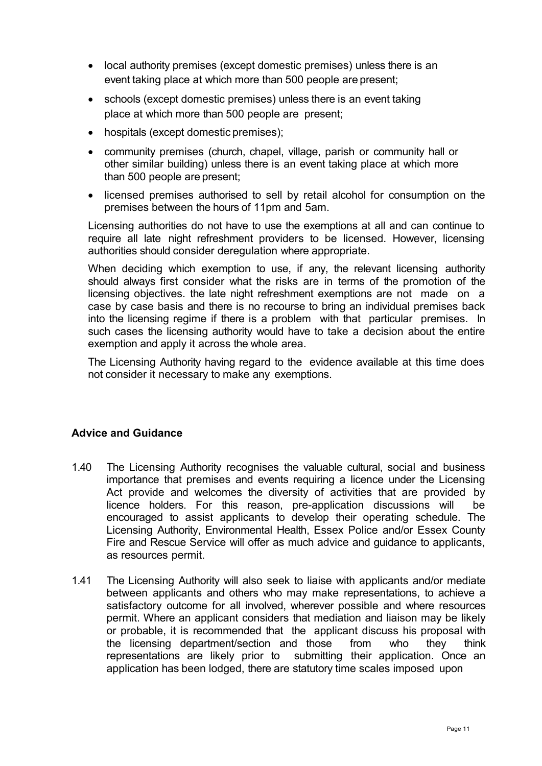- local authority premises (except domestic premises) unless there is an event taking place at which more than 500 people are present;
- schools (except domestic premises) unless there is an event taking place at which more than 500 people are present;
- hospitals (except domestic premises);
- community premises (church, chapel, village, parish or community hall or other similar building) unless there is an event taking place at which more than 500 people are present;
- licensed premises authorised to sell by retail alcohol for consumption on the premises between the hours of 11pm and 5am.

Licensing authorities do not have to use the exemptions at all and can continue to require all late night refreshment providers to be licensed. However, licensing authorities should consider deregulation where appropriate.

When deciding which exemption to use, if any, the relevant licensing authority should always first consider what the risks are in terms of the promotion of the licensing objectives. the late night refreshment exemptions are not made on a case by case basis and there is no recourse to bring an individual premises back into the licensing regime if there is a problem with that particular premises. In such cases the licensing authority would have to take a decision about the entire exemption and apply it across the whole area.

The Licensing Authority having regard to the evidence available at this time does not consider it necessary to make any exemptions.

### Advice and Guidance

1.40 The Licensing Authority recognises the valuable cultural, social and business importance that premises and events requiring a licence under the Licensing Act provide and welcomes the diversity of activities that are provided by licence holders. For this reason, pre-application discussions will be encouraged to assist applicants to develop their operating schedule. The Licensing Authority, Environmental Health, Essex Police and/or Essex County Fire and Rescue Service will offer as much advice and guidance to applicants, as resources permit.

1.41 The Licensing Authority will also seek to liaise with applicants and/or mediate between applicants and others who may make representations, to achieve a satisfactory outcome for all involved, wherever possible and where resources permit. Where an applicant considers that mediation and liaison may be likely or probable, it is recommended that the applicant discuss his proposal with the licensing department/section and those from who they think representations are likely prior to submitting their application. Once an application has been lodged, there are statutory time scales imposed upon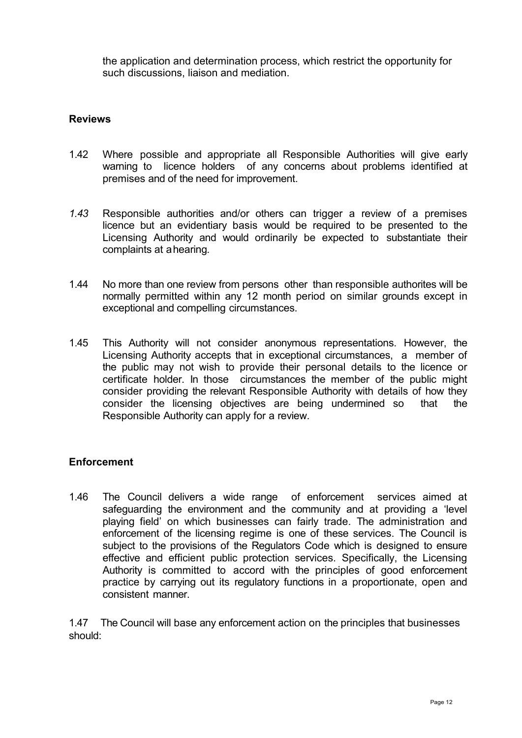the application and determination process, which restrict the opportunity for such discussions, liaison and mediation.

## Reviews

1.42 Where possible and appropriate all Responsible Authorities will give early warning to licence holders of any concerns about problems identified at premises and of the need for improvement.

*1.43* Responsible authorities and/or others can trigger a review of a premises licence but an evidentiary basis would be required to be presented to the Licensing Authority and would ordinarily be expected to substantiate their complaints at a hearing.

1.44 No more than one review from persons other than responsible authorites will be normally permitted within any 12 month period on similar grounds except in exceptional and compelling circumstances.

1.45 This Authority will not consider anonymous representations. However, the Licensing Authority accepts that in exceptional circumstances, a member of the public may not wish to provide their personal details to the licence or certificate holder. In those circumstances the member of the public might consider providing the relevant Responsible Authority with details of how they consider the licensing objectives are being undermined so that the Responsible Authority can apply for a review.

## Enforcement

1.46 The Council delivers a wide range of enforcement services aimed at safeguarding the environment and the community and at providing a 'level playing field' on which businesses can fairly trade. The administration and enforcement of the licensing regime is one of these services. The Council is subject to the provisions of the Regulators Code which is designed to ensure effective and efficient public protection services. Specifically, the Licensing Authority is committed to accord with the principles of good enforcement practice by carrying out its regulatory functions in a proportionate, open and consistent manner.

1.47 The Council will base any enforcement action on the principles that businesses should: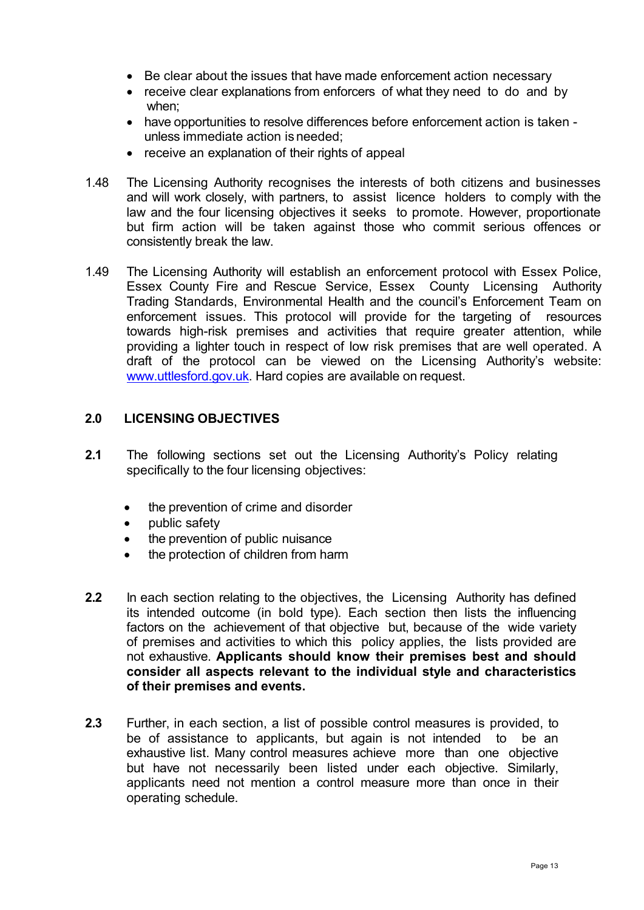- Be clear about the issues that have made enforcement action necessary
- receive clear explanations from enforcers of what they need to do and by when;
- have opportunities to resolve differences before enforcement action is taken - unless immediate action is needed;
- receive an explanation of their rights of appeal

1.48 The Licensing Authority recognises the interests of both citizens and businesses and will work closely, with partners, to assist licence holders to comply with the law and the four licensing objectives it seeks to promote. However, proportionate but firm action will be taken against those who commit serious offences or consistently break the law.

1.49 The Licensing Authority will establish an enforcement protocol with Essex Police, Essex County Fire and Rescue Service, Essex County Licensing Authority Trading Standards, Environmental Health and the council's Enforcement Team on enforcement issues. This protocol will provide for the targeting of resources towards high-risk premises and activities that require greater attention, while providing a lighter touch in respect of low risk premises that are well operated. A draft of the protocol can be viewed on the Licensing Authority's website: www.uttlesford.gov.uk. Hard copies are available on request.

## 2.0 LICENSING OBJECTIVES

**2.1** The following sections set out the Licensing Authority's Policy relating specifically to the four licensing objectives:

- the prevention of crime and disorder
- public safety
- the prevention of public nuisance
- the protection of children from harm

**2.2** In each section relating to the objectives, the Licensing Authority has defined its intended outcome (in bold type). Each section then lists the influencing factors on the achievement of that objective but, because of the wide variety of premises and activities to which this policy applies, the lists provided are not exhaustive. **Applicants should know their premises best and should consider all aspects relevant to the individual style and characteristics of their premises and events.**

**2.3** Further, in each section, a list of possible control measures is provided, to be of assistance to applicants, but again is not intended to be an exhaustive list. Many control measures achieve more than one objective but have not necessarily been listed under each objective. Similarly, applicants need not mention a control measure more than once in their operating schedule.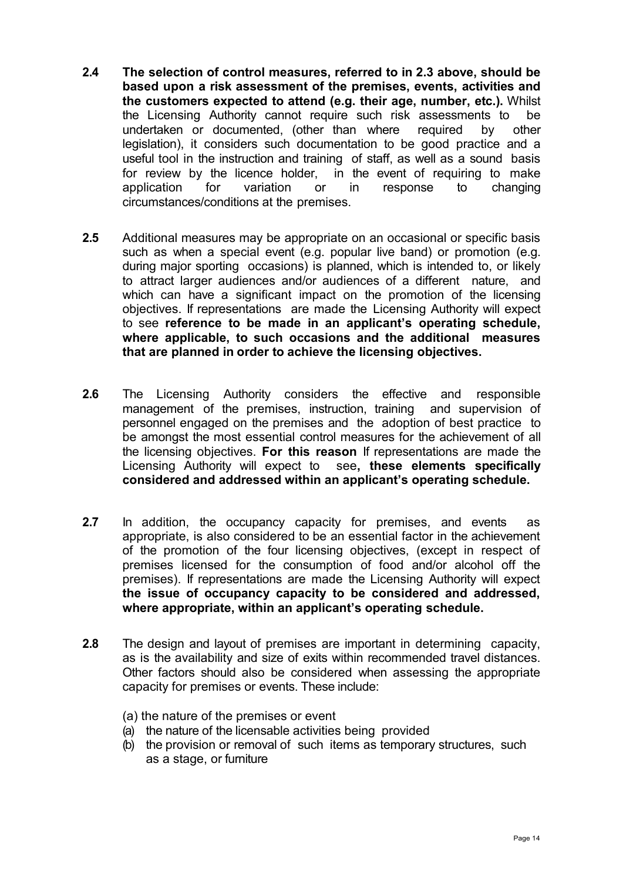**2.4** **The selection of control measures, referred to in 2.3 above, should be based upon a risk assessment of the premises, events, activities and the customers expected to attend (e.g. their age, number, etc.).** Whilst the Licensing Authority cannot require such risk assessments to be undertaken or documented, (other than where required by other legislation), it considers such documentation to be good practice and a useful tool in the instruction and training of staff, as well as a sound basis for review by the licence holder, in the event of requiring to make application for variation or in response to changing circumstances/conditions at the premises.

**2.5** Additional measures may be appropriate on an occasional or specific basis such as when a special event (e.g. popular live band) or promotion (e.g. during major sporting occasions) is planned, which is intended to, or likely to attract larger audiences and/or audiences of a different nature, and which can have a significant impact on the promotion of the licensing objectives. If representations are made the Licensing Authority will expect to see **reference to be made in an applicant's operating schedule, where applicable, to such occasions and the additional measures that are planned in order to achieve the licensing objectives.**

**2.6** The Licensing Authority considers the effective and responsible management of the premises, instruction, training and supervision of personnel engaged on the premises and the adoption of best practice to be amongst the most essential control measures for the achievement of all the licensing objectives. **For this reason** If representations are made the Licensing Authority will expect to see**, these elements specifically considered and addressed within an applicant's operating schedule.**

**2.7** In addition, the occupancy capacity for premises, and events as appropriate, is also considered to be an essential factor in the achievement of the promotion of the four licensing objectives, (except in respect of premises licensed for the consumption of food and/or alcohol off the premises). If representations are made the Licensing Authority will expect **the issue of occupancy capacity to be considered and addressed, where appropriate, within an applicant's operating schedule.**

**2.8** The design and layout of premises are important in determining capacity, as is the availability and size of exits within recommended travel distances. Other factors should also be considered when assessing the appropriate capacity for premises or events. These include:

(a) the nature of the premises or event
(a) the nature of the licensable activities being provided
(b) the provision or removal of such items as temporary structures, such as a stage, or furniture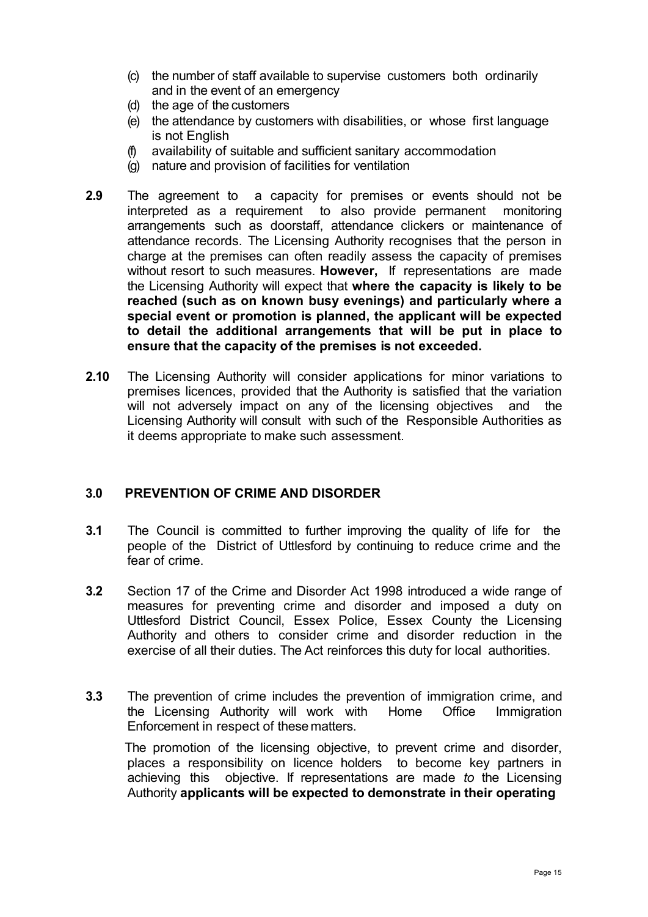(c) the number of staff available to supervise customers both ordinarily and in the event of an emergency
(d) the age of the customers
(e) the attendance by customers with disabilities, or whose first language is not English
(f) availability of suitable and sufficient sanitary accommodation
(g) nature and provision of facilities for ventilation

**2.9** The agreement to a capacity for premises or events should not be interpreted as a requirement to also provide permanent monitoring arrangements such as doorstaff, attendance clickers or maintenance of attendance records. The Licensing Authority recognises that the person in charge at the premises can often readily assess the capacity of premises without resort to such measures. **However,** If representations are made the Licensing Authority will expect that **where the capacity is likely to be reached (such as on known busy evenings) and particularly where a special event or promotion is planned, the applicant will be expected to detail the additional arrangements that will be put in place to ensure that the capacity of the premises is not exceeded.**

**2.10** The Licensing Authority will consider applications for minor variations to premises licences, provided that the Authority is satisfied that the variation will not adversely impact on any of the licensing objectives and the Licensing Authority will consult with such of the Responsible Authorities as it deems appropriate to make such assessment.

## 3.0 PREVENTION OF CRIME AND DISORDER

**3.1** The Council is committed to further improving the quality of life for the people of the District of Uttlesford by continuing to reduce crime and the fear of crime.

**3.2** Section 17 of the Crime and Disorder Act 1998 introduced a wide range of measures for preventing crime and disorder and imposed a duty on Uttlesford District Council, Essex Police, Essex County the Licensing Authority and others to consider crime and disorder reduction in the exercise of all their duties. The Act reinforces this duty for local authorities.

**3.3** The prevention of crime includes the prevention of immigration crime, and the Licensing Authority will work with Home Office Immigration Enforcement in respect of these matters.

The promotion of the licensing objective, to prevent crime and disorder, places a responsibility on licence holders to become key partners in achieving this objective. If representations are made *to* the Licensing Authority **applicants will be expected to demonstrate in their operating**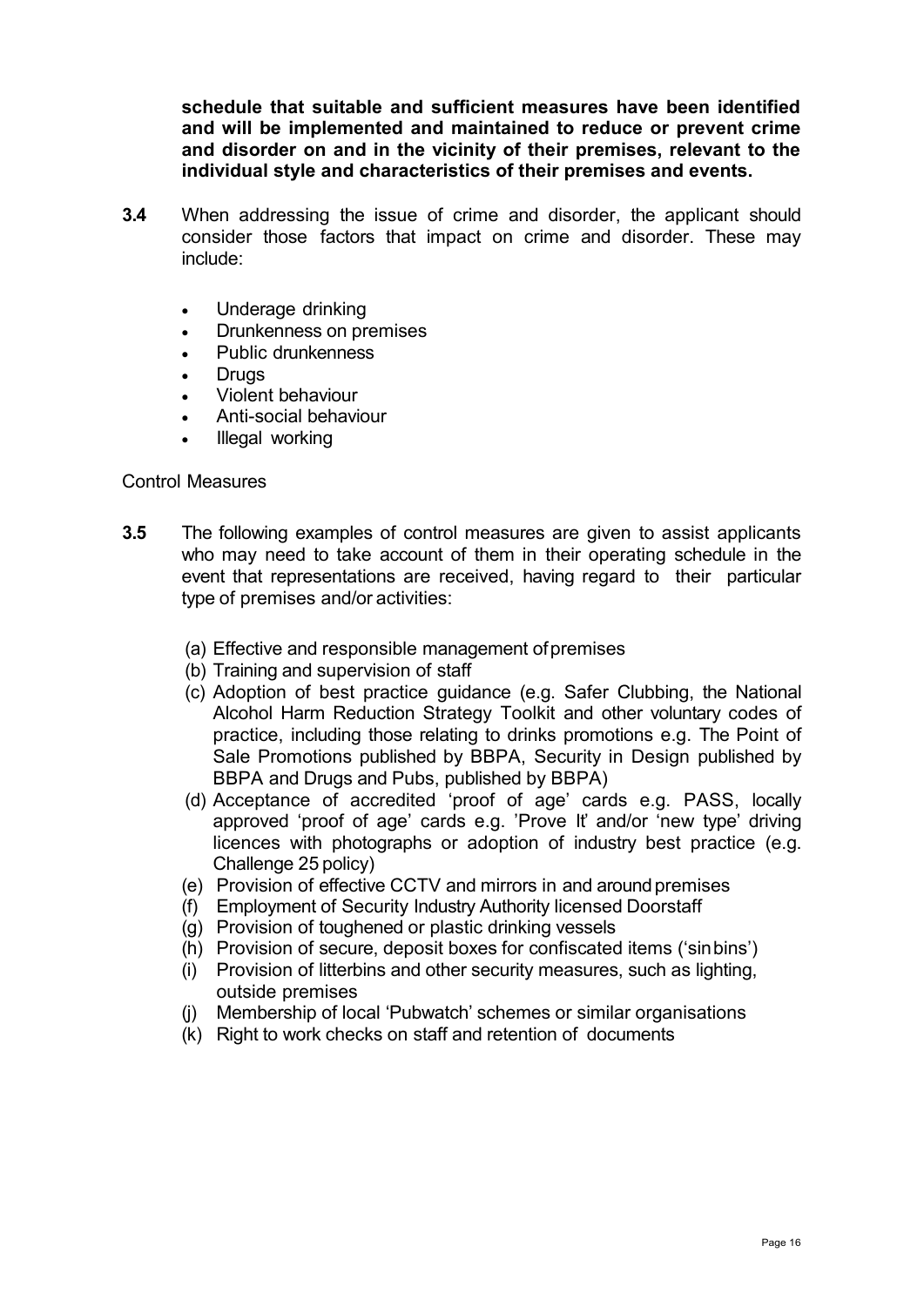**schedule that suitable and sufficient measures have been identified and will be implemented and maintained to reduce or prevent crime and disorder on and in the vicinity of their premises, relevant to the individual style and characteristics of their premises and events.**

**3.4** When addressing the issue of crime and disorder, the applicant should consider those factors that impact on crime and disorder. These may include:

- Underage drinking
- Drunkenness on premises
- Public drunkenness
- Drugs
- Violent behaviour
- Anti-social behaviour
- Illegal working

Control Measures

**3.5** The following examples of control measures are given to assist applicants who may need to take account of them in their operating schedule in the event that representations are received, having regard to their particular type of premises and/or activities:

(a) Effective and responsible management of premises
(b) Training and supervision of staff
(c) Adoption of best practice guidance (e.g. Safer Clubbing, the National Alcohol Harm Reduction Strategy Toolkit and other voluntary codes of practice, including those relating to drinks promotions e.g. The Point of Sale Promotions published by BBPA, Security in Design published by BBPA and Drugs and Pubs, published by BBPA)
(d) Acceptance of accredited 'proof of age' cards e.g. PASS, locally approved 'proof of age' cards e.g. 'Prove It' and/or 'new type' driving licences with photographs or adoption of industry best practice (e.g. Challenge 25 policy)
(e) Provision of effective CCTV and mirrors in and around premises
(f) Employment of Security Industry Authority licensed Doorstaff
(g) Provision of toughened or plastic drinking vessels
(h) Provision of secure, deposit boxes for confiscated items ('sin bins')
(i) Provision of litterbins and other security measures, such as lighting, outside premises
(j) Membership of local 'Pubwatch' schemes or similar organisations
(k) Right to work checks on staff and retention of documents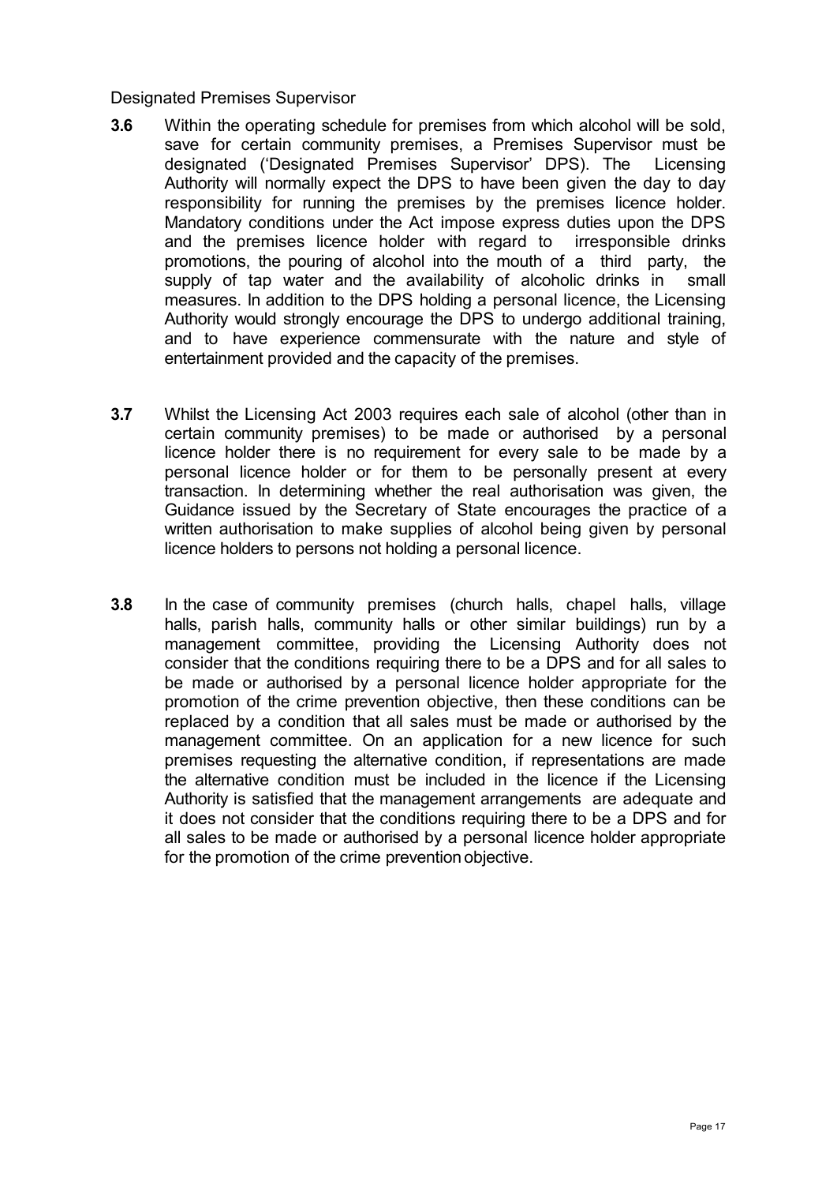Designated Premises Supervisor

**3.6** Within the operating schedule for premises from which alcohol will be sold, save for certain community premises, a Premises Supervisor must be designated ('Designated Premises Supervisor' DPS). The Licensing Authority will normally expect the DPS to have been given the day to day responsibility for running the premises by the premises licence holder. Mandatory conditions under the Act impose express duties upon the DPS and the premises licence holder with regard to irresponsible drinks promotions, the pouring of alcohol into the mouth of a third party, the supply of tap water and the availability of alcoholic drinks in small measures. In addition to the DPS holding a personal licence, the Licensing Authority would strongly encourage the DPS to undergo additional training, and to have experience commensurate with the nature and style of entertainment provided and the capacity of the premises.

**3.7** Whilst the Licensing Act 2003 requires each sale of alcohol (other than in certain community premises) to be made or authorised by a personal licence holder there is no requirement for every sale to be made by a personal licence holder or for them to be personally present at every transaction. In determining whether the real authorisation was given, the Guidance issued by the Secretary of State encourages the practice of a written authorisation to make supplies of alcohol being given by personal licence holders to persons not holding a personal licence.

**3.8** In the case of community premises (church halls, chapel halls, village halls, parish halls, community halls or other similar buildings) run by a management committee, providing the Licensing Authority does not consider that the conditions requiring there to be a DPS and for all sales to be made or authorised by a personal licence holder appropriate for the promotion of the crime prevention objective, then these conditions can be replaced by a condition that all sales must be made or authorised by the management committee. On an application for a new licence for such premises requesting the alternative condition, if representations are made the alternative condition must be included in the licence if the Licensing Authority is satisfied that the management arrangements are adequate and it does not consider that the conditions requiring there to be a DPS and for all sales to be made or authorised by a personal licence holder appropriate for the promotion of the crime prevention objective.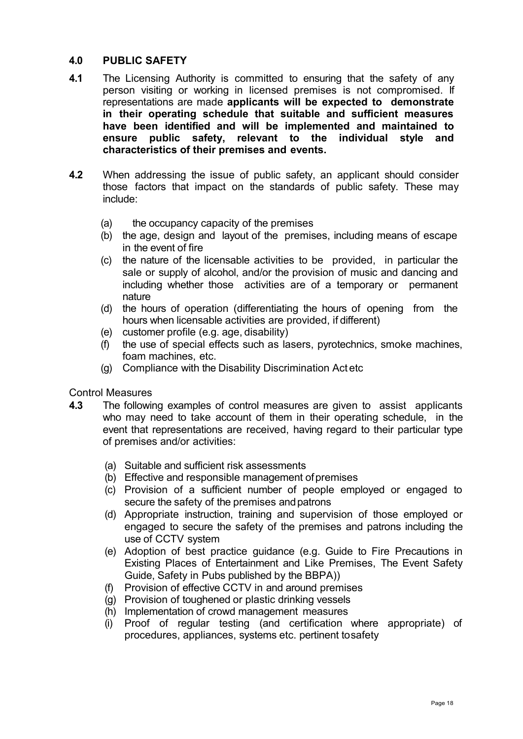## 4.0 PUBLIC SAFETY

**4.1** The Licensing Authority is committed to ensuring that the safety of any person visiting or working in licensed premises is not compromised. If representations are made **applicants will be expected to demonstrate in their operating schedule that suitable and sufficient measures have been identified and will be implemented and maintained to ensure public safety, relevant to the individual style and characteristics of their premises and events.**

**4.2** When addressing the issue of public safety, an applicant should consider those factors that impact on the standards of public safety. These may include:

- (a) the occupancy capacity of the premises
- (b) the age, design and layout of the premises, including means of escape in the event of fire
- (c) the nature of the licensable activities to be provided, in particular the sale or supply of alcohol, and/or the provision of music and dancing and including whether those activities are of a temporary or permanent nature
- (d) the hours of operation (differentiating the hours of opening from the hours when licensable activities are provided, if different)
- (e) customer profile (e.g. age, disability)
- (f) the use of special effects such as lasers, pyrotechnics, smoke machines, foam machines, etc.
- (g) Compliance with the Disability Discrimination Act etc

Control Measures

**4.3** The following examples of control measures are given to assist applicants who may need to take account of them in their operating schedule, in the event that representations are received, having regard to their particular type of premises and/or activities:

- (a) Suitable and sufficient risk assessments
- (b) Effective and responsible management of premises
- (c) Provision of a sufficient number of people employed or engaged to secure the safety of the premises and patrons
- (d) Appropriate instruction, training and supervision of those employed or engaged to secure the safety of the premises and patrons including the use of CCTV system
- (e) Adoption of best practice guidance (e.g. Guide to Fire Precautions in Existing Places of Entertainment and Like Premises, The Event Safety Guide, Safety in Pubs published by the BBPA))
- (f) Provision of effective CCTV in and around premises
- (g) Provision of toughened or plastic drinking vessels
- (h) Implementation of crowd management measures
- (i) Proof of regular testing (and certification where appropriate) of procedures, appliances, systems etc. pertinent to safety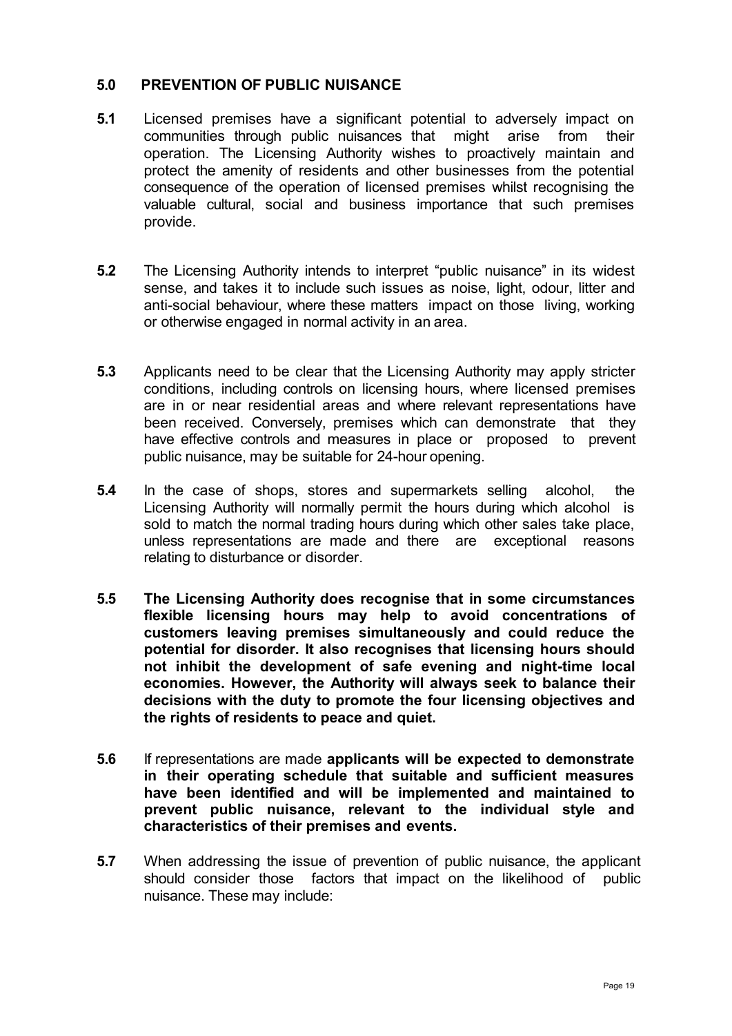## 5.0 PREVENTION OF PUBLIC NUISANCE

**5.1** Licensed premises have a significant potential to adversely impact on communities through public nuisances that might arise from their operation. The Licensing Authority wishes to proactively maintain and protect the amenity of residents and other businesses from the potential consequence of the operation of licensed premises whilst recognising the valuable cultural, social and business importance that such premises provide.

**5.2** The Licensing Authority intends to interpret "public nuisance" in its widest sense, and takes it to include such issues as noise, light, odour, litter and anti-social behaviour, where these matters impact on those living, working or otherwise engaged in normal activity in an area.

**5.3** Applicants need to be clear that the Licensing Authority may apply stricter conditions, including controls on licensing hours, where licensed premises are in or near residential areas and where relevant representations have been received. Conversely, premises which can demonstrate that they have effective controls and measures in place or proposed to prevent public nuisance, may be suitable for 24-hour opening.

**5.4** In the case of shops, stores and supermarkets selling alcohol, the Licensing Authority will normally permit the hours during which alcohol is sold to match the normal trading hours during which other sales take place, unless representations are made and there are exceptional reasons relating to disturbance or disorder.

**5.5** **The Licensing Authority does recognise that in some circumstances flexible licensing hours may help to avoid concentrations of customers leaving premises simultaneously and could reduce the potential for disorder. It also recognises that licensing hours should not inhibit the development of safe evening and night-time local economies. However, the Authority will always seek to balance their decisions with the duty to promote the four licensing objectives and the rights of residents to peace and quiet.**

**5.6** If representations are made **applicants will be expected to demonstrate in their operating schedule that suitable and sufficient measures have been identified and will be implemented and maintained to prevent public nuisance, relevant to the individual style and characteristics of their premises and events.**

**5.7** When addressing the issue of prevention of public nuisance, the applicant should consider those factors that impact on the likelihood of public nuisance. These may include: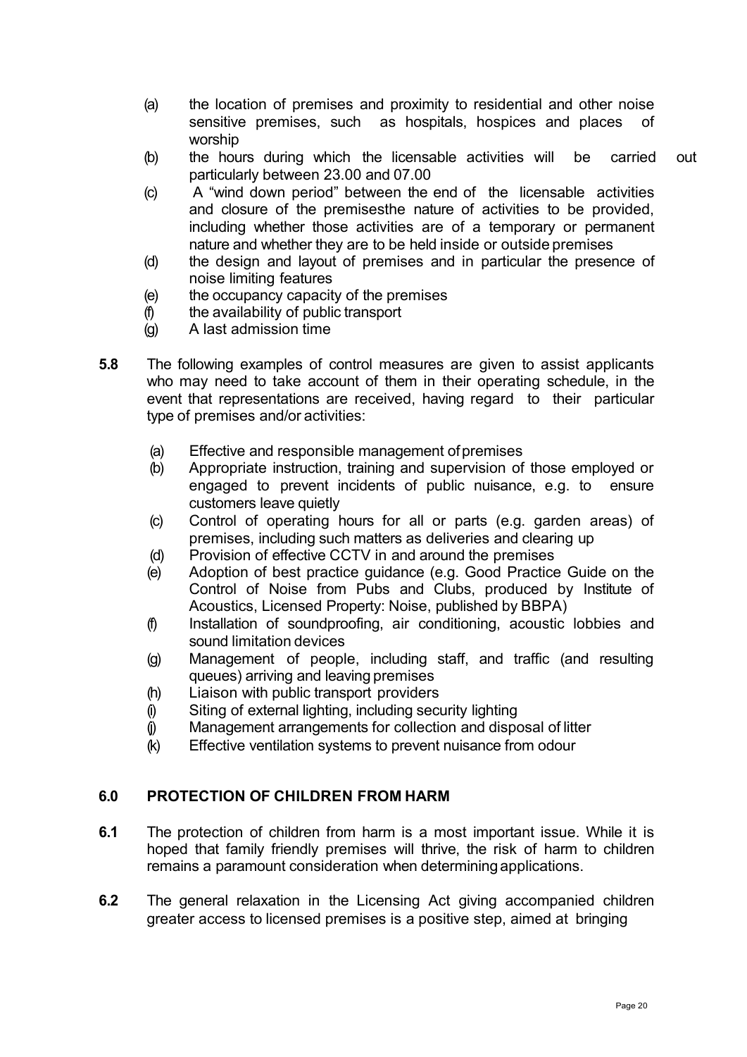- (a) the location of premises and proximity to residential and other noise sensitive premises, such as hospitals, hospices and places of worship
- (b) the hours during which the licensable activities will be carried out particularly between 23.00 and 07.00
- (c) A "wind down period" between the end of the licensable activities and closure of the premisesthe nature of activities to be provided, including whether those activities are of a temporary or permanent nature and whether they are to be held inside or outside premises
- (d) the design and layout of premises and in particular the presence of noise limiting features
- (e) the occupancy capacity of the premises
- (f) the availability of public transport
- (g) A last admission time

**5.8** The following examples of control measures are given to assist applicants who may need to take account of them in their operating schedule, in the event that representations are received, having regard to their particular type of premises and/or activities:

- (a) Effective and responsible management of premises
- (b) Appropriate instruction, training and supervision of those employed or engaged to prevent incidents of public nuisance, e.g. to ensure customers leave quietly
- (c) Control of operating hours for all or parts (e.g. garden areas) of premises, including such matters as deliveries and clearing up
- (d) Provision of effective CCTV in and around the premises
- (e) Adoption of best practice guidance (e.g. Good Practice Guide on the Control of Noise from Pubs and Clubs, produced by Institute of Acoustics, Licensed Property: Noise, published by BBPA)
- (f) Installation of soundproofing, air conditioning, acoustic lobbies and sound limitation devices
- (g) Management of people, including staff, and traffic (and resulting queues) arriving and leaving premises
- (h) Liaison with public transport providers
- (i) Siting of external lighting, including security lighting
- (j) Management arrangements for collection and disposal of litter
- (k) Effective ventilation systems to prevent nuisance from odour

## 6.0 PROTECTION OF CHILDREN FROM HARM

**6.1** The protection of children from harm is a most important issue. While it is hoped that family friendly premises will thrive, the risk of harm to children remains a paramount consideration when determining applications.

**6.2** The general relaxation in the Licensing Act giving accompanied children greater access to licensed premises is a positive step, aimed at bringing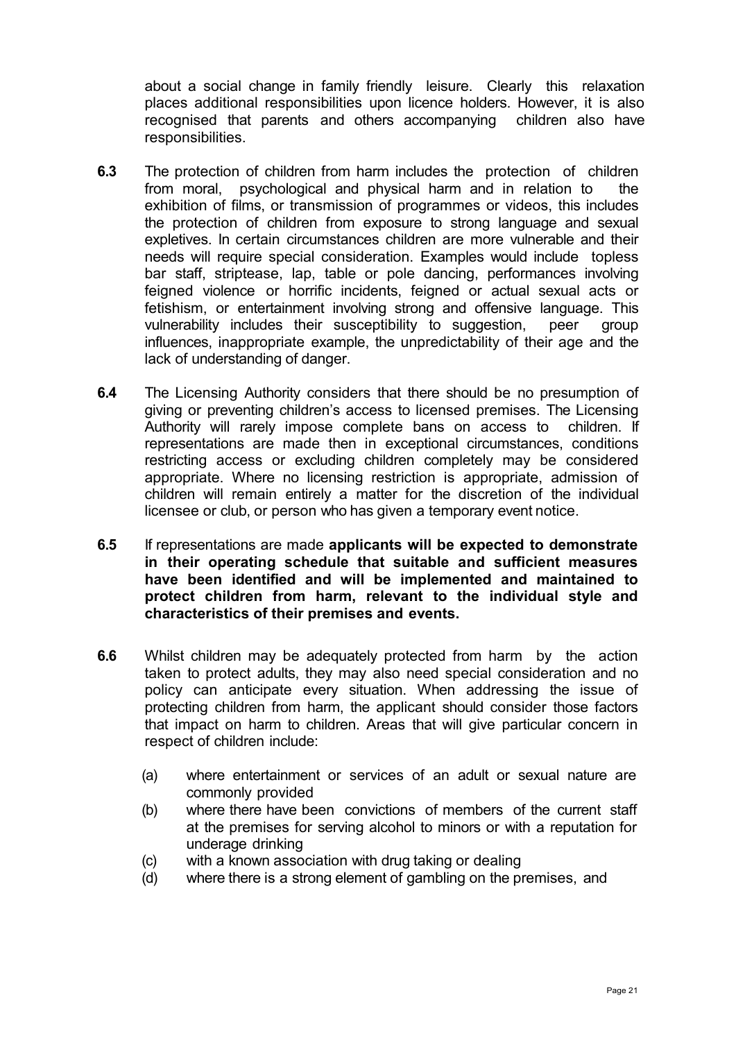about a social change in family friendly leisure. Clearly this relaxation places additional responsibilities upon licence holders. However, it is also recognised that parents and others accompanying children also have responsibilities.

**6.3** The protection of children from harm includes the protection of children from moral, psychological and physical harm and in relation to the exhibition of films, or transmission of programmes or videos, this includes the protection of children from exposure to strong language and sexual expletives. In certain circumstances children are more vulnerable and their needs will require special consideration. Examples would include topless bar staff, striptease, lap, table or pole dancing, performances involving feigned violence or horrific incidents, feigned or actual sexual acts or fetishism, or entertainment involving strong and offensive language. This vulnerability includes their susceptibility to suggestion, peer group influences, inappropriate example, the unpredictability of their age and the lack of understanding of danger.

**6.4** The Licensing Authority considers that there should be no presumption of giving or preventing children's access to licensed premises. The Licensing Authority will rarely impose complete bans on access to children. If representations are made then in exceptional circumstances, conditions restricting access or excluding children completely may be considered appropriate. Where no licensing restriction is appropriate, admission of children will remain entirely a matter for the discretion of the individual licensee or club, or person who has given a temporary event notice.

**6.5** If representations are made **applicants will be expected to demonstrate in their operating schedule that suitable and sufficient measures have been identified and will be implemented and maintained to protect children from harm, relevant to the individual style and characteristics of their premises and events.**

**6.6** Whilst children may be adequately protected from harm by the action taken to protect adults, they may also need special consideration and no policy can anticipate every situation. When addressing the issue of protecting children from harm, the applicant should consider those factors that impact on harm to children. Areas that will give particular concern in respect of children include:

(a) where entertainment or services of an adult or sexual nature are commonly provided

(b) where there have been convictions of members of the current staff at the premises for serving alcohol to minors or with a reputation for underage drinking

(c) with a known association with drug taking or dealing

(d) where there is a strong element of gambling on the premises, and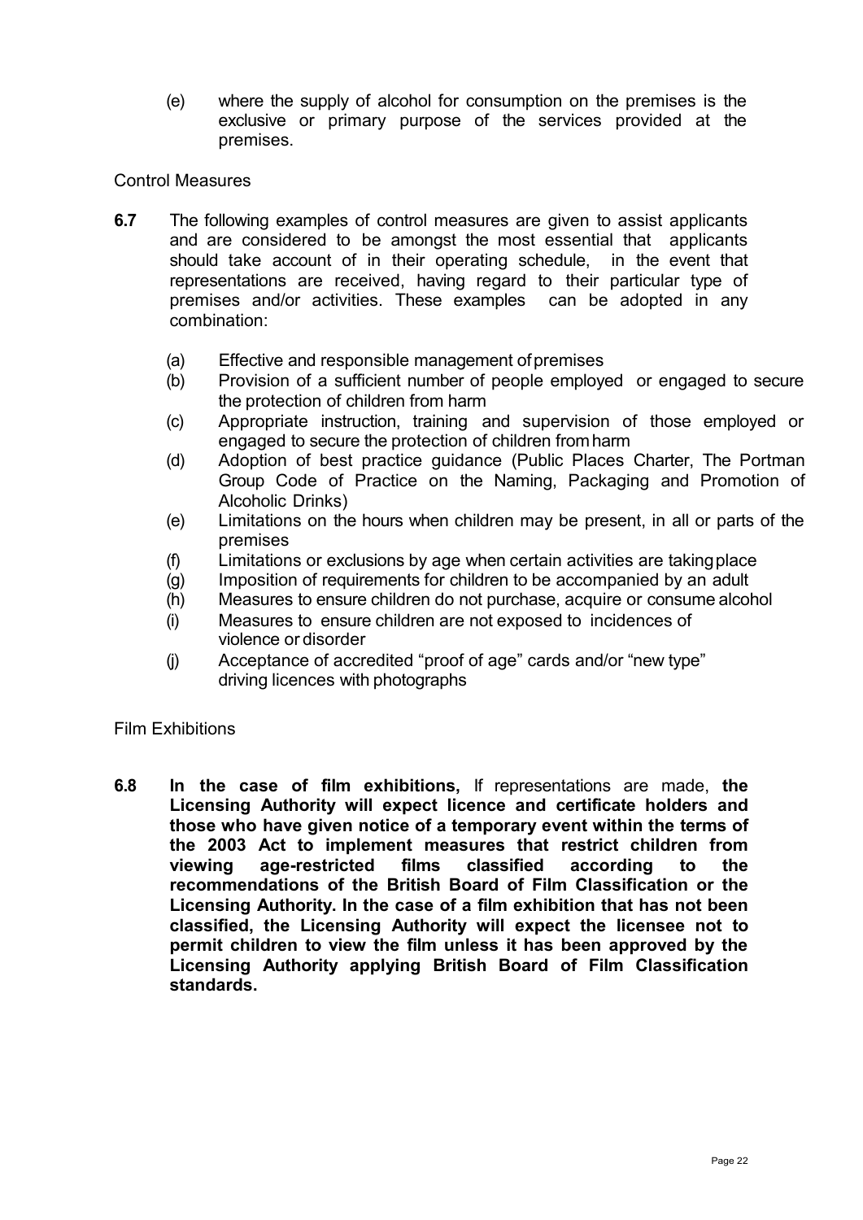(e) where the supply of alcohol for consumption on the premises is the exclusive or primary purpose of the services provided at the premises.

Control Measures

**6.7** The following examples of control measures are given to assist applicants and are considered to be amongst the most essential that applicants should take account of in their operating schedule, in the event that representations are received, having regard to their particular type of premises and/or activities. These examples can be adopted in any combination:

(a) Effective and responsible management of premises
(b) Provision of a sufficient number of people employed or engaged to secure the protection of children from harm
(c) Appropriate instruction, training and supervision of those employed or engaged to secure the protection of children from harm
(d) Adoption of best practice guidance (Public Places Charter, The Portman Group Code of Practice on the Naming, Packaging and Promotion of Alcoholic Drinks)
(e) Limitations on the hours when children may be present, in all or parts of the premises
(f) Limitations or exclusions by age when certain activities are taking place
(g) Imposition of requirements for children to be accompanied by an adult
(h) Measures to ensure children do not purchase, acquire or consume alcohol
(i) Measures to ensure children are not exposed to incidences of violence or disorder
(j) Acceptance of accredited "proof of age" cards and/or "new type" driving licences with photographs

Film Exhibitions

**6.8** **In the case of film exhibitions,** If representations are made, **the Licensing Authority will expect licence and certificate holders and those who have given notice of a temporary event within the terms of the 2003 Act to implement measures that restrict children from viewing age-restricted films classified according to the recommendations of the British Board of Film Classification or the Licensing Authority. In the case of a film exhibition that has not been classified, the Licensing Authority will expect the licensee not to permit children to view the film unless it has been approved by the Licensing Authority applying British Board of Film Classification standards.**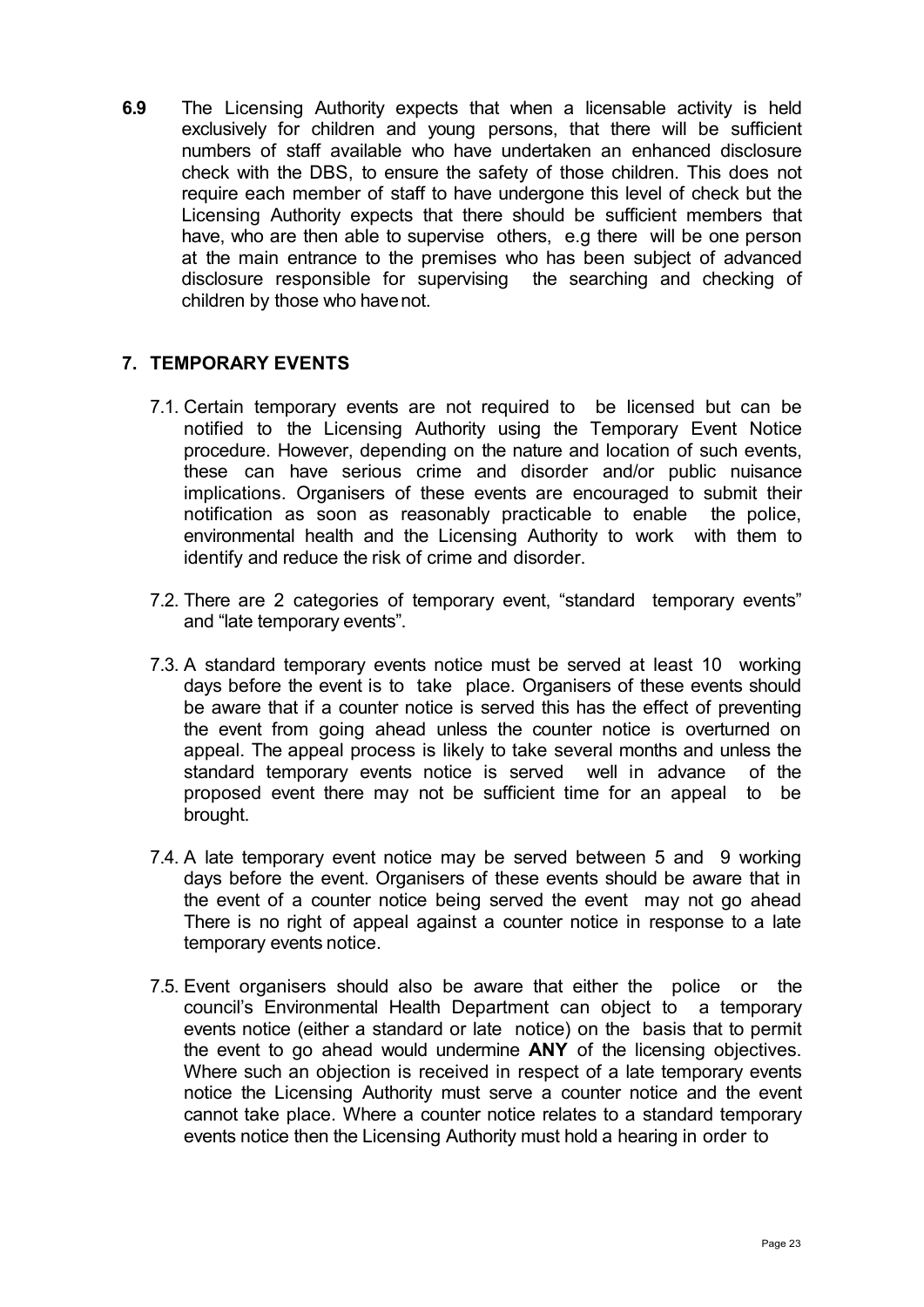**6.9** The Licensing Authority expects that when a licensable activity is held exclusively for children and young persons, that there will be sufficient numbers of staff available who have undertaken an enhanced disclosure check with the DBS, to ensure the safety of those children. This does not require each member of staff to have undergone this level of check but the Licensing Authority expects that there should be sufficient members that have, who are then able to supervise others, e.g there will be one person at the main entrance to the premises who has been subject of advanced disclosure responsible for supervising the searching and checking of children by those who have not.

## 7. TEMPORARY EVENTS

7.1. Certain temporary events are not required to be licensed but can be notified to the Licensing Authority using the Temporary Event Notice procedure. However, depending on the nature and location of such events, these can have serious crime and disorder and/or public nuisance implications. Organisers of these events are encouraged to submit their notification as soon as reasonably practicable to enable the police, environmental health and the Licensing Authority to work with them to identify and reduce the risk of crime and disorder.

7.2. There are 2 categories of temporary event, "standard temporary events" and "late temporary events".

7.3. A standard temporary events notice must be served at least 10 working days before the event is to take place. Organisers of these events should be aware that if a counter notice is served this has the effect of preventing the event from going ahead unless the counter notice is overturned on appeal. The appeal process is likely to take several months and unless the standard temporary events notice is served well in advance of the proposed event there may not be sufficient time for an appeal to be brought.

7.4. A late temporary event notice may be served between 5 and 9 working days before the event. Organisers of these events should be aware that in the event of a counter notice being served the event may not go ahead There is no right of appeal against a counter notice in response to a late temporary events notice.

7.5. Event organisers should also be aware that either the police or the council's Environmental Health Department can object to a temporary events notice (either a standard or late notice) on the basis that to permit the event to go ahead would undermine **ANY** of the licensing objectives. Where such an objection is received in respect of a late temporary events notice the Licensing Authority must serve a counter notice and the event cannot take place. Where a counter notice relates to a standard temporary events notice then the Licensing Authority must hold a hearing in order to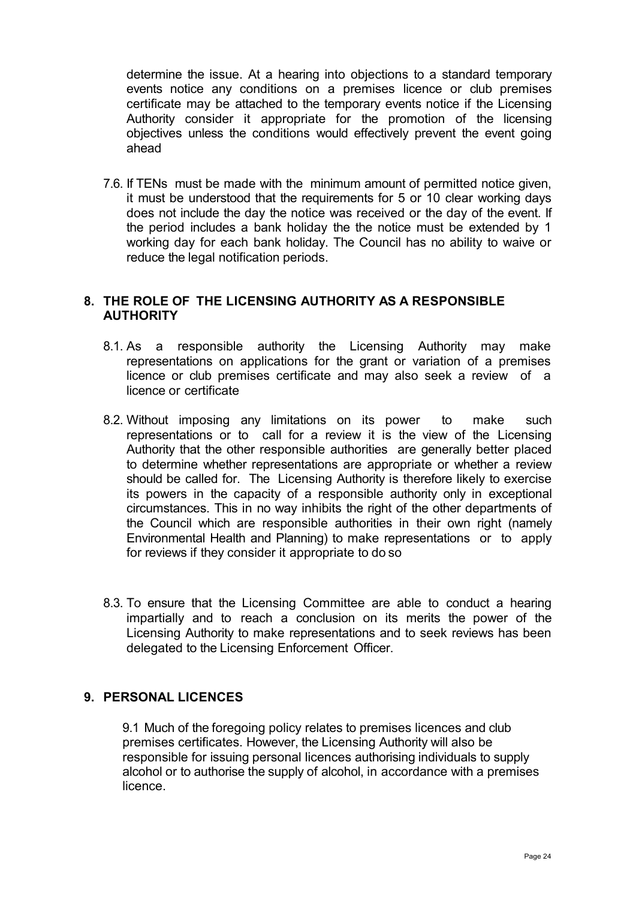determine the issue. At a hearing into objections to a standard temporary events notice any conditions on a premises licence or club premises certificate may be attached to the temporary events notice if the Licensing Authority consider it appropriate for the promotion of the licensing objectives unless the conditions would effectively prevent the event going ahead

7.6. If TENs must be made with the minimum amount of permitted notice given, it must be understood that the requirements for 5 or 10 clear working days does not include the day the notice was received or the day of the event. If the period includes a bank holiday the the notice must be extended by 1 working day for each bank holiday. The Council has no ability to waive or reduce the legal notification periods.

## 8. THE ROLE OF THE LICENSING AUTHORITY AS A RESPONSIBLE AUTHORITY

8.1. As a responsible authority the Licensing Authority may make representations on applications for the grant or variation of a premises licence or club premises certificate and may also seek a review of a licence or certificate

8.2. Without imposing any limitations on its power to make such representations or to call for a review it is the view of the Licensing Authority that the other responsible authorities are generally better placed to determine whether representations are appropriate or whether a review should be called for. The Licensing Authority is therefore likely to exercise its powers in the capacity of a responsible authority only in exceptional circumstances. This in no way inhibits the right of the other departments of the Council which are responsible authorities in their own right (namely Environmental Health and Planning) to make representations or to apply for reviews if they consider it appropriate to do so

8.3. To ensure that the Licensing Committee are able to conduct a hearing impartially and to reach a conclusion on its merits the power of the Licensing Authority to make representations and to seek reviews has been delegated to the Licensing Enforcement Officer.

## 9. PERSONAL LICENCES

9.1 Much of the foregoing policy relates to premises licences and club premises certificates. However, the Licensing Authority will also be responsible for issuing personal licences authorising individuals to supply alcohol or to authorise the supply of alcohol, in accordance with a premises licence.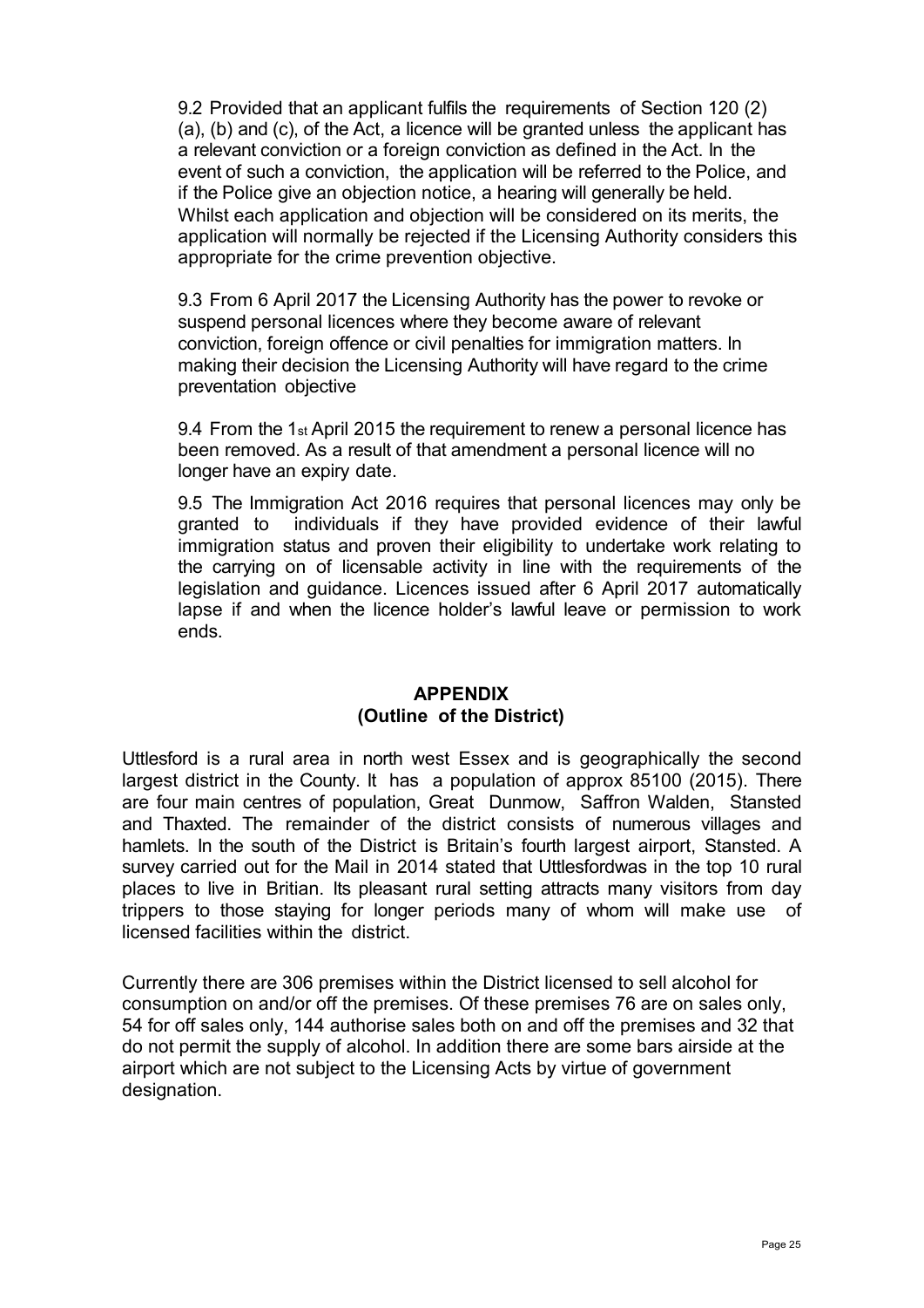9.2 Provided that an applicant fulfils the requirements of Section 120 (2) (a), (b) and (c), of the Act, a licence will be granted unless the applicant has a relevant conviction or a foreign conviction as defined in the Act. In the event of such a conviction, the application will be referred to the Police, and if the Police give an objection notice, a hearing will generally be held. Whilst each application and objection will be considered on its merits, the application will normally be rejected if the Licensing Authority considers this appropriate for the crime prevention objective.

9.3 From 6 April 2017 the Licensing Authority has the power to revoke or suspend personal licences where they become aware of relevant conviction, foreign offence or civil penalties for immigration matters. In making their decision the Licensing Authority will have regard to the crime preventation objective

9.4 From the 1st April 2015 the requirement to renew a personal licence has been removed. As a result of that amendment a personal licence will no longer have an expiry date.

9.5 The Immigration Act 2016 requires that personal licences may only be granted to individuals if they have provided evidence of their lawful immigration status and proven their eligibility to undertake work relating to the carrying on of licensable activity in line with the requirements of the legislation and guidance. Licences issued after 6 April 2017 automatically lapse if and when the licence holder's lawful leave or permission to work ends.

## APPENDIX
## (Outline of the District)

Uttlesford is a rural area in north west Essex and is geographically the second largest district in the County. It has a population of approx 85100 (2015). There are four main centres of population, Great Dunmow, Saffron Walden, Stansted and Thaxted. The remainder of the district consists of numerous villages and hamlets. In the south of the District is Britain's fourth largest airport, Stansted. A survey carried out for the Mail in 2014 stated that Uttlesfordwas in the top 10 rural places to live in Britian. Its pleasant rural setting attracts many visitors from day trippers to those staying for longer periods many of whom will make use of licensed facilities within the district.

Currently there are 306 premises within the District licensed to sell alcohol for consumption on and/or off the premises. Of these premises 76 are on sales only, 54 for off sales only, 144 authorise sales both on and off the premises and 32 that do not permit the supply of alcohol. In addition there are some bars airside at the airport which are not subject to the Licensing Acts by virtue of government designation.